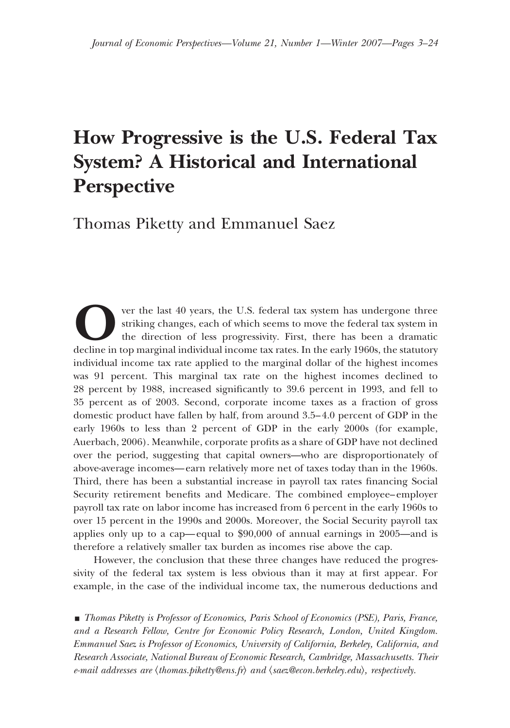# How Progressive is the U.S. Federal Tax System? A Historical and International Perspective

Thomas Piketty and Emmanuel Saez

Over the last 40 years, the U.S. federal tax system has undergone three striking changes, each of which seems to move the federal tax system in the direction of less progressivity. First, there has been a dramatic decline in top marginal individual income tax rates. In the early 1960s, the statutory individual income tax rate applied to the marginal dollar of the highest incomes was 91 percent. This marginal tax rate on the highest incomes declined to 28 percent by 1988, increased significantly to 39.6 percent in 1993, and fell to 35 percent as of 2003. Second, corporate income taxes as a fraction of gross domestic product have fallen by half, from around 3.5–4.0 percent of GDP in the early 1960s to less than 2 percent of GDP in the early 2000s (for example, Auerbach, 2006). Meanwhile, corporate profits as a share of GDP have not declined over the period, suggesting that capital owners—who are disproportionately of above-average incomes—earn relatively more net of taxes today than in the 1960s. Third, there has been a substantial increase in payroll tax rates financing Social Security retirement benefits and Medicare. The combined employee–employer payroll tax rate on labor income has increased from 6 percent in the early 1960s to over 15 percent in the 1990s and 2000s. Moreover, the Social Security payroll tax applies only up to a cap—equal to $90,000 of annual earnings in 2005—and is therefore a relatively smaller tax burden as incomes rise above the cap.

However, the conclusion that these three changes have reduced the progressivity of the federal tax system is less obvious than it may at first appear. For example, in the case of the individual income tax, the numerous deductions and

■ *Thomas Piketty is Professor of Economics, Paris School of Economics (PSE), Paris, France, and a Research Fellow, Centre for Economic Policy Research, London, United Kingdom. Emmanuel Saez is Professor of Economics, University of California, Berkeley, California, and Research Associate, National Bureau of Economic Research, Cambridge, Massachusetts. Their e-mail addresses are ⟨thomas.piketty@ens.fr⟩ and ⟨saez@econ.berkeley.edu⟩, respectively.*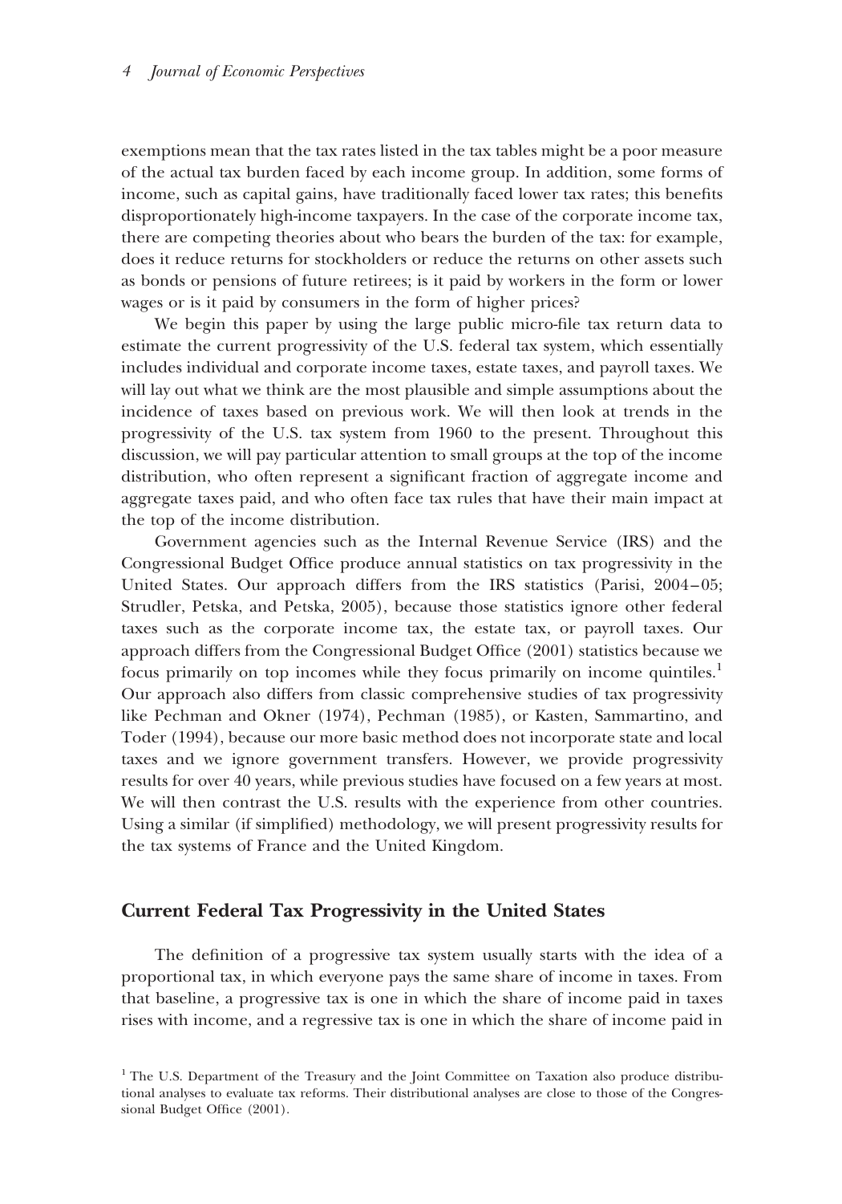exemptions mean that the tax rates listed in the tax tables might be a poor measure of the actual tax burden faced by each income group. In addition, some forms of income, such as capital gains, have traditionally faced lower tax rates; this benefits disproportionately high-income taxpayers. In the case of the corporate income tax, there are competing theories about who bears the burden of the tax: for example, does it reduce returns for stockholders or reduce the returns on other assets such as bonds or pensions of future retirees; is it paid by workers in the form or lower wages or is it paid by consumers in the form of higher prices?

We begin this paper by using the large public micro-file tax return data to estimate the current progressivity of the U.S. federal tax system, which essentially includes individual and corporate income taxes, estate taxes, and payroll taxes. We will lay out what we think are the most plausible and simple assumptions about the incidence of taxes based on previous work. We will then look at trends in the progressivity of the U.S. tax system from 1960 to the present. Throughout this discussion, we will pay particular attention to small groups at the top of the income distribution, who often represent a significant fraction of aggregate income and aggregate taxes paid, and who often face tax rules that have their main impact at the top of the income distribution.

Government agencies such as the Internal Revenue Service (IRS) and the Congressional Budget Office produce annual statistics on tax progressivity in the United States. Our approach differs from the IRS statistics (Parisi, 2004–05; Strudler, Petska, and Petska, 2005), because those statistics ignore other federal taxes such as the corporate income tax, the estate tax, or payroll taxes. Our approach differs from the Congressional Budget Office (2001) statistics because we focus primarily on top incomes while they focus primarily on income quintiles.[1] Our approach also differs from classic comprehensive studies of tax progressivity like Pechman and Okner (1974), Pechman (1985), or Kasten, Sammartino, and Toder (1994), because our more basic method does not incorporate state and local taxes and we ignore government transfers. However, we provide progressivity results for over 40 years, while previous studies have focused on a few years at most. We will then contrast the U.S. results with the experience from other countries. Using a similar (if simplified) methodology, we will present progressivity results for the tax systems of France and the United Kingdom.

## Current Federal Tax Progressivity in the United States

The definition of a progressive tax system usually starts with the idea of a proportional tax, in which everyone pays the same share of income in taxes. From that baseline, a progressive tax is one in which the share of income paid in taxes rises with income, and a regressive tax is one in which the share of income paid in

[1] The U.S. Department of the Treasury and the Joint Committee on Taxation also produce distributional analyses to evaluate tax reforms. Their distributional analyses are close to those of the Congressional Budget Office (2001).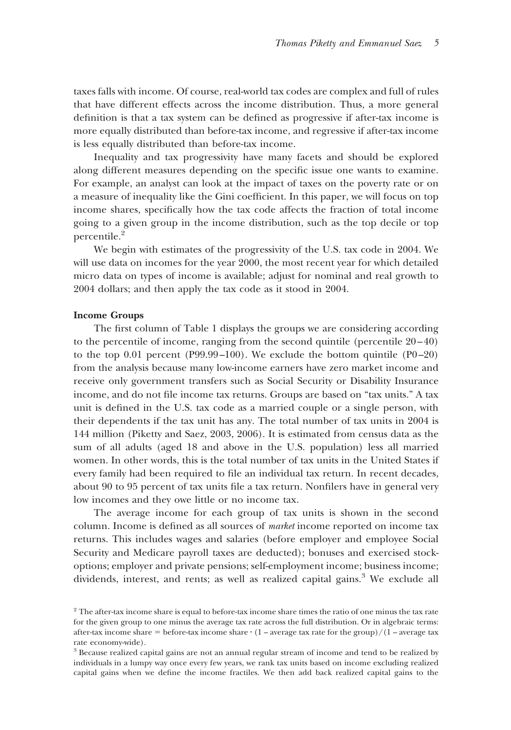taxes falls with income. Of course, real-world tax codes are complex and full of rules that have different effects across the income distribution. Thus, a more general definition is that a tax system can be defined as progressive if after-tax income is more equally distributed than before-tax income, and regressive if after-tax income is less equally distributed than before-tax income.

Inequality and tax progressivity have many facets and should be explored along different measures depending on the specific issue one wants to examine. For example, an analyst can look at the impact of taxes on the poverty rate or on a measure of inequality like the Gini coefficient. In this paper, we will focus on top income shares, specifically how the tax code affects the fraction of total income going to a given group in the income distribution, such as the top decile or top percentile.[2]

We begin with estimates of the progressivity of the U.S. tax code in 2004. We will use data on incomes for the year 2000, the most recent year for which detailed micro data on types of income is available; adjust for nominal and real growth to 2004 dollars; and then apply the tax code as it stood in 2004.

**Income Groups**

The first column of Table 1 displays the groups we are considering according to the percentile of income, ranging from the second quintile (percentile 20–40) to the top 0.01 percent (P99.99–100). We exclude the bottom quintile (P0–20) from the analysis because many low-income earners have zero market income and receive only government transfers such as Social Security or Disability Insurance income, and do not file income tax returns. Groups are based on "tax units." A tax unit is defined in the U.S. tax code as a married couple or a single person, with their dependents if the tax unit has any. The total number of tax units in 2004 is 144 million (Piketty and Saez, 2003, 2006). It is estimated from census data as the sum of all adults (aged 18 and above in the U.S. population) less all married women. In other words, this is the total number of tax units in the United States if every family had been required to file an individual tax return. In recent decades, about 90 to 95 percent of tax units file a tax return. Nonfilers have in general very low incomes and they owe little or no income tax.

The average income for each group of tax units is shown in the second column. Income is defined as all sources of *market* income reported on income tax returns. This includes wages and salaries (before employer and employee Social Security and Medicare payroll taxes are deducted); bonuses and exercised stock-options; employer and private pensions; self-employment income; business income; dividends, interest, and rents; as well as realized capital gains.[3] We exclude all

[2] The after-tax income share is equal to before-tax income share times the ratio of one minus the tax rate for the given group to one minus the average tax rate across the full distribution. Or in algebraic terms: after-tax income share = before-tax income share · (1 – average tax rate for the group)/(1 – average tax rate economy-wide).

[3] Because realized capital gains are not an annual regular stream of income and tend to be realized by individuals in a lumpy way once every few years, we rank tax units based on income excluding realized capital gains when we define the income fractiles. We then add back realized capital gains to the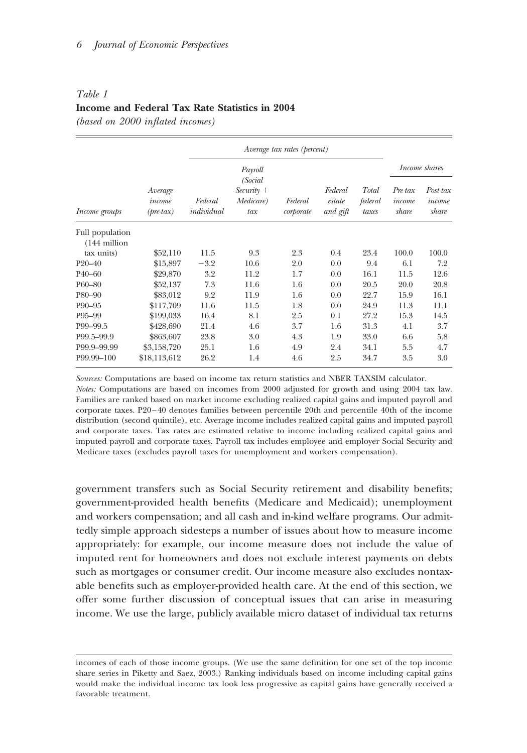*Table 1*
**Income and Federal Tax Rate Statistics in 2004**
*(based on 2000 inflated incomes)*

| | | *Average tax rates (percent)* | | | | | *Income shares* | |
|---|---|---|---|---|---|---|---|---|
| *Income groups* | *Average income (pre-tax)* | *Federal individual* | *Payroll (Social Security + Medicare) tax* | *Federal corporate* | *Federal estate and gift* | *Total federal taxes* | *Pre-tax income share* | *Post-tax income share* |
| Full population (144 million tax units) | $52,110 | 11.5 | 9.3 | 2.3 | 0.4 | 23.4 | 100.0 | 100.0 |
| P20–40 | $15,897 | −3.2 | 10.6 | 2.0 | 0.0 | 9.4 | 6.1 | 7.2 |
| P40–60 | $29,870 | 3.2 | 11.2 | 1.7 | 0.0 | 16.1 | 11.5 | 12.6 |
| P60–80 | $52,137 | 7.3 | 11.6 | 1.6 | 0.0 | 20.5 | 20.0 | 20.8 |
| P80–90 | $83,012 | 9.2 | 11.9 | 1.6 | 0.0 | 22.7 | 15.9 | 16.1 |
| P90–95 | $117,709 | 11.6 | 11.5 | 1.8 | 0.0 | 24.9 | 11.3 | 11.1 |
| P95–99 | $199,033 | 16.4 | 8.1 | 2.5 | 0.1 | 27.2 | 15.3 | 14.5 |
| P99–99.5 | $428,690 | 21.4 | 4.6 | 3.7 | 1.6 | 31.3 | 4.1 | 3.7 |
| P99.5–99.9 | $863,607 | 23.8 | 3.0 | 4.3 | 1.9 | 33.0 | 6.6 | 5.8 |
| P99.9–99.99 | $3,158,720 | 25.1 | 1.6 | 4.9 | 2.4 | 34.1 | 5.5 | 4.7 |
| P99.99–100 | $18,113,612 | 26.2 | 1.4 | 4.6 | 2.5 | 34.7 | 3.5 | 3.0 |

*Sources:* Computations are based on income tax return statistics and NBER TAXSIM calculator.
*Notes:* Computations are based on incomes from 2000 adjusted for growth and using 2004 tax law. Families are ranked based on market income excluding realized capital gains and imputed payroll and corporate taxes. P20–40 denotes families between percentile 20th and percentile 40th of the income distribution (second quintile), etc. Average income includes realized capital gains and imputed payroll and corporate taxes. Tax rates are estimated relative to income including realized capital gains and imputed payroll and corporate taxes. Payroll tax includes employee and employer Social Security and Medicare taxes (excludes payroll taxes for unemployment and workers compensation).

government transfers such as Social Security retirement and disability benefits; government-provided health benefits (Medicare and Medicaid); unemployment and workers compensation; and all cash and in-kind welfare programs. Our admittedly simple approach sidesteps a number of issues about how to measure income appropriately: for example, our income measure does not include the value of imputed rent for homeowners and does not exclude interest payments on debts such as mortgages or consumer credit. Our income measure also excludes nontaxable benefits such as employer-provided health care. At the end of this section, we offer some further discussion of conceptual issues that can arise in measuring income. We use the large, publicly available micro dataset of individual tax returns

incomes of each of those income groups. (We use the same definition for one set of the top income share series in Piketty and Saez, 2003.) Ranking individuals based on income including capital gains would make the individual income tax look less progressive as capital gains have generally received a favorable treatment.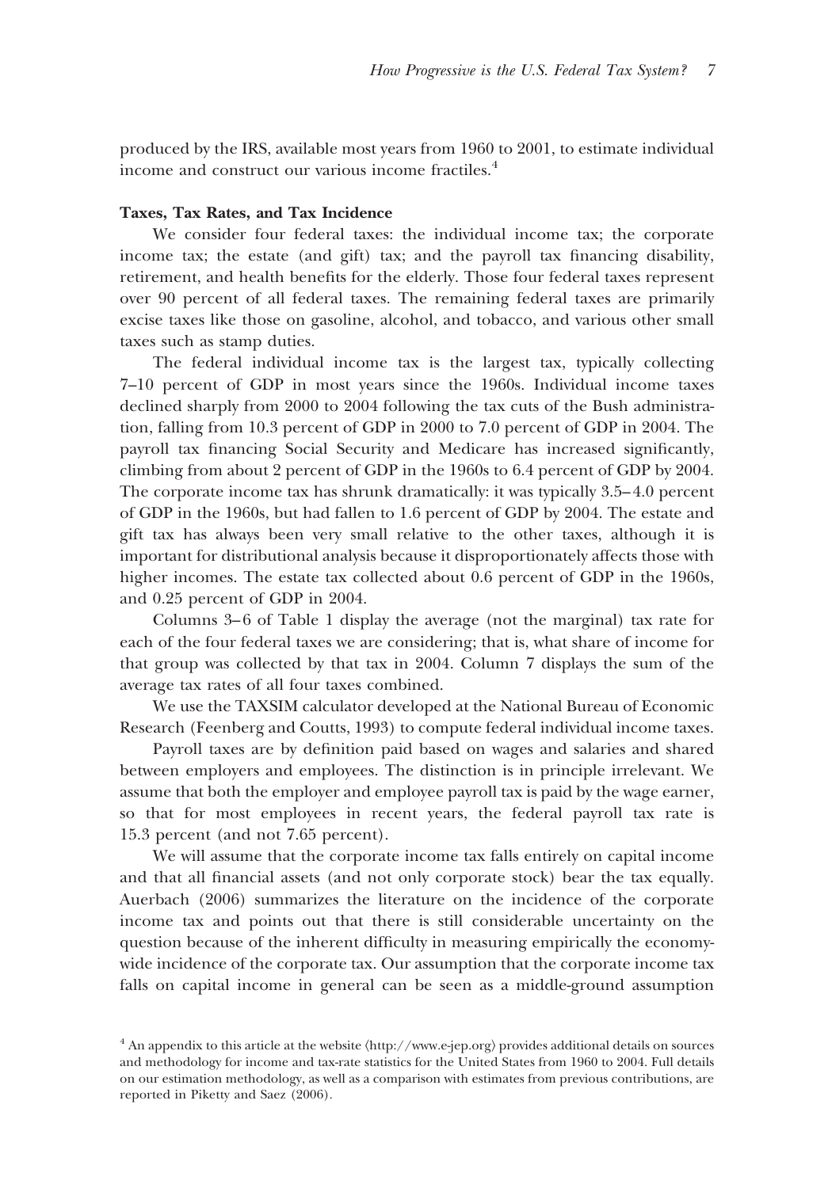produced by the IRS, available most years from 1960 to 2001, to estimate individual income and construct our various income fractiles.[4]

### Taxes, Tax Rates, and Tax Incidence

We consider four federal taxes: the individual income tax; the corporate income tax; the estate (and gift) tax; and the payroll tax financing disability, retirement, and health benefits for the elderly. Those four federal taxes represent over 90 percent of all federal taxes. The remaining federal taxes are primarily excise taxes like those on gasoline, alcohol, and tobacco, and various other small taxes such as stamp duties.

The federal individual income tax is the largest tax, typically collecting 7–10 percent of GDP in most years since the 1960s. Individual income taxes declined sharply from 2000 to 2004 following the tax cuts of the Bush administration, falling from 10.3 percent of GDP in 2000 to 7.0 percent of GDP in 2004. The payroll tax financing Social Security and Medicare has increased significantly, climbing from about 2 percent of GDP in the 1960s to 6.4 percent of GDP by 2004. The corporate income tax has shrunk dramatically: it was typically 3.5–4.0 percent of GDP in the 1960s, but had fallen to 1.6 percent of GDP by 2004. The estate and gift tax has always been very small relative to the other taxes, although it is important for distributional analysis because it disproportionately affects those with higher incomes. The estate tax collected about 0.6 percent of GDP in the 1960s, and 0.25 percent of GDP in 2004.

Columns 3–6 of Table 1 display the average (not the marginal) tax rate for each of the four federal taxes we are considering; that is, what share of income for that group was collected by that tax in 2004. Column 7 displays the sum of the average tax rates of all four taxes combined.

We use the TAXSIM calculator developed at the National Bureau of Economic Research (Feenberg and Coutts, 1993) to compute federal individual income taxes.

Payroll taxes are by definition paid based on wages and salaries and shared between employers and employees. The distinction is in principle irrelevant. We assume that both the employer and employee payroll tax is paid by the wage earner, so that for most employees in recent years, the federal payroll tax rate is 15.3 percent (and not 7.65 percent).

We will assume that the corporate income tax falls entirely on capital income and that all financial assets (and not only corporate stock) bear the tax equally. Auerbach (2006) summarizes the literature on the incidence of the corporate income tax and points out that there is still considerable uncertainty on the question because of the inherent difficulty in measuring empirically the economy-wide incidence of the corporate tax. Our assumption that the corporate income tax falls on capital income in general can be seen as a middle-ground assumption

[4] An appendix to this article at the website ⟨http://www.e-jep.org⟩ provides additional details on sources and methodology for income and tax-rate statistics for the United States from 1960 to 2004. Full details on our estimation methodology, as well as a comparison with estimates from previous contributions, are reported in Piketty and Saez (2006).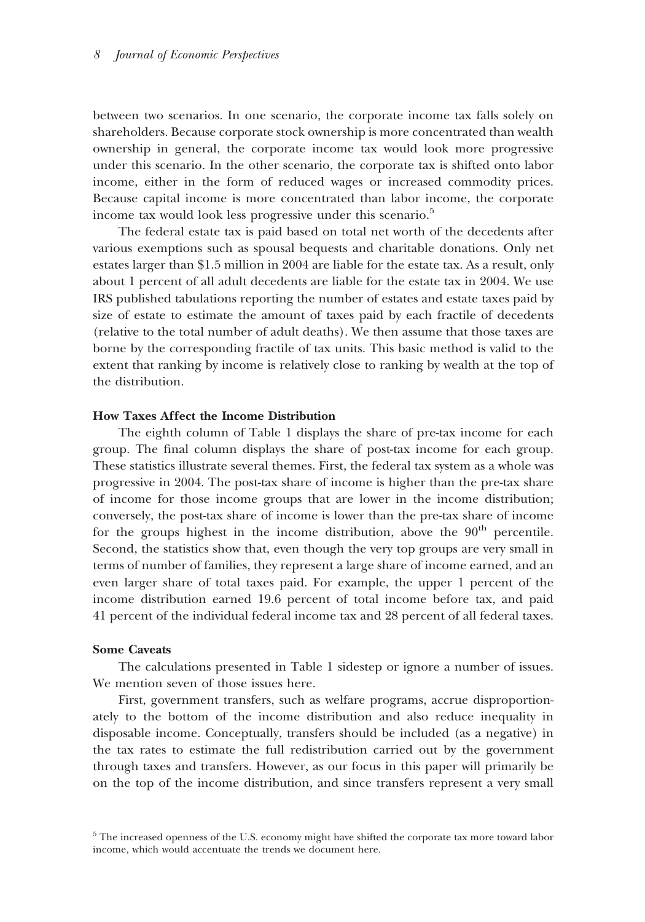between two scenarios. In one scenario, the corporate income tax falls solely on shareholders. Because corporate stock ownership is more concentrated than wealth ownership in general, the corporate income tax would look more progressive under this scenario. In the other scenario, the corporate tax is shifted onto labor income, either in the form of reduced wages or increased commodity prices. Because capital income is more concentrated than labor income, the corporate income tax would look less progressive under this scenario.[5]

The federal estate tax is paid based on total net worth of the decedents after various exemptions such as spousal bequests and charitable donations. Only net estates larger than \$1.5 million in 2004 are liable for the estate tax. As a result, only about 1 percent of all adult decedents are liable for the estate tax in 2004. We use IRS published tabulations reporting the number of estates and estate taxes paid by size of estate to estimate the amount of taxes paid by each fractile of decedents (relative to the total number of adult deaths). We then assume that those taxes are borne by the corresponding fractile of tax units. This basic method is valid to the extent that ranking by income is relatively close to ranking by wealth at the top of the distribution.

**How Taxes Affect the Income Distribution**

The eighth column of Table 1 displays the share of pre-tax income for each group. The final column displays the share of post-tax income for each group. These statistics illustrate several themes. First, the federal tax system as a whole was progressive in 2004. The post-tax share of income is higher than the pre-tax share of income for those income groups that are lower in the income distribution; conversely, the post-tax share of income is lower than the pre-tax share of income for the groups highest in the income distribution, above the 90th percentile. Second, the statistics show that, even though the very top groups are very small in terms of number of families, they represent a large share of income earned, and an even larger share of total taxes paid. For example, the upper 1 percent of the income distribution earned 19.6 percent of total income before tax, and paid 41 percent of the individual federal income tax and 28 percent of all federal taxes.

**Some Caveats**

The calculations presented in Table 1 sidestep or ignore a number of issues. We mention seven of those issues here.

First, government transfers, such as welfare programs, accrue disproportionately to the bottom of the income distribution and also reduce inequality in disposable income. Conceptually, transfers should be included (as a negative) in the tax rates to estimate the full redistribution carried out by the government through taxes and transfers. However, as our focus in this paper will primarily be on the top of the income distribution, and since transfers represent a very small

[5] The increased openness of the U.S. economy might have shifted the corporate tax more toward labor income, which would accentuate the trends we document here.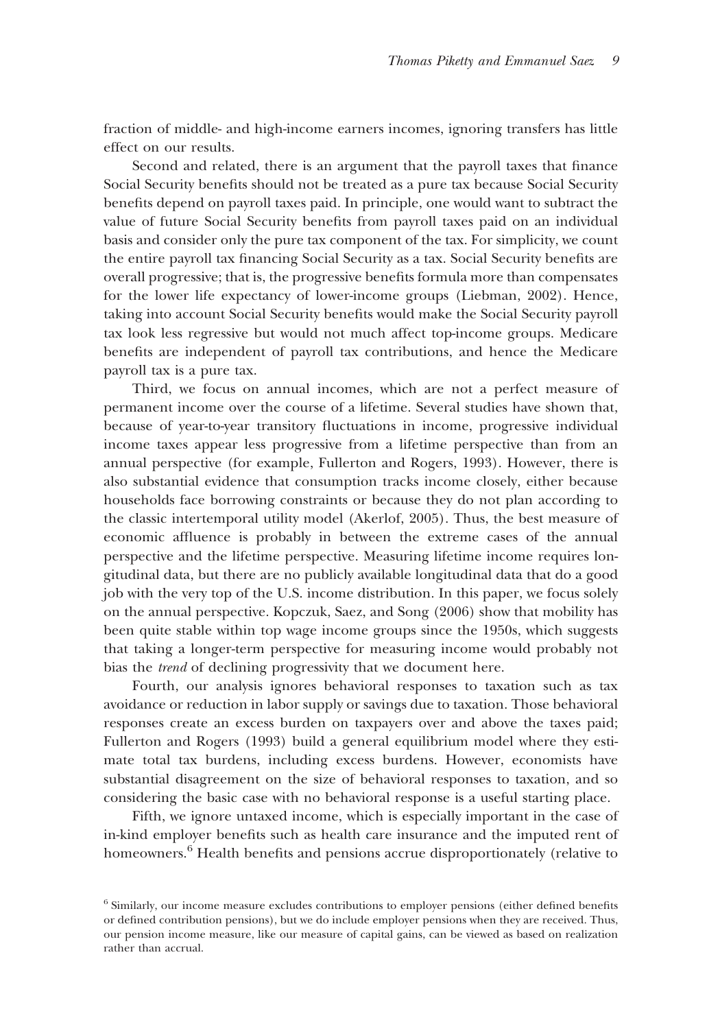fraction of middle- and high-income earners incomes, ignoring transfers has little effect on our results.

Second and related, there is an argument that the payroll taxes that finance Social Security benefits should not be treated as a pure tax because Social Security benefits depend on payroll taxes paid. In principle, one would want to subtract the value of future Social Security benefits from payroll taxes paid on an individual basis and consider only the pure tax component of the tax. For simplicity, we count the entire payroll tax financing Social Security as a tax. Social Security benefits are overall progressive; that is, the progressive benefits formula more than compensates for the lower life expectancy of lower-income groups (Liebman, 2002). Hence, taking into account Social Security benefits would make the Social Security payroll tax look less regressive but would not much affect top-income groups. Medicare benefits are independent of payroll tax contributions, and hence the Medicare payroll tax is a pure tax.

Third, we focus on annual incomes, which are not a perfect measure of permanent income over the course of a lifetime. Several studies have shown that, because of year-to-year transitory fluctuations in income, progressive individual income taxes appear less progressive from a lifetime perspective than from an annual perspective (for example, Fullerton and Rogers, 1993). However, there is also substantial evidence that consumption tracks income closely, either because households face borrowing constraints or because they do not plan according to the classic intertemporal utility model (Akerlof, 2005). Thus, the best measure of economic affluence is probably in between the extreme cases of the annual perspective and the lifetime perspective. Measuring lifetime income requires longitudinal data, but there are no publicly available longitudinal data that do a good job with the very top of the U.S. income distribution. In this paper, we focus solely on the annual perspective. Kopczuk, Saez, and Song (2006) show that mobility has been quite stable within top wage income groups since the 1950s, which suggests that taking a longer-term perspective for measuring income would probably not bias the *trend* of declining progressivity that we document here.

Fourth, our analysis ignores behavioral responses to taxation such as tax avoidance or reduction in labor supply or savings due to taxation. Those behavioral responses create an excess burden on taxpayers over and above the taxes paid; Fullerton and Rogers (1993) build a general equilibrium model where they estimate total tax burdens, including excess burdens. However, economists have substantial disagreement on the size of behavioral responses to taxation, and so considering the basic case with no behavioral response is a useful starting place.

Fifth, we ignore untaxed income, which is especially important in the case of in-kind employer benefits such as health care insurance and the imputed rent of homeowners.[6] Health benefits and pensions accrue disproportionately (relative to

[6] Similarly, our income measure excludes contributions to employer pensions (either defined benefits or defined contribution pensions), but we do include employer pensions when they are received. Thus, our pension income measure, like our measure of capital gains, can be viewed as based on realization rather than accrual.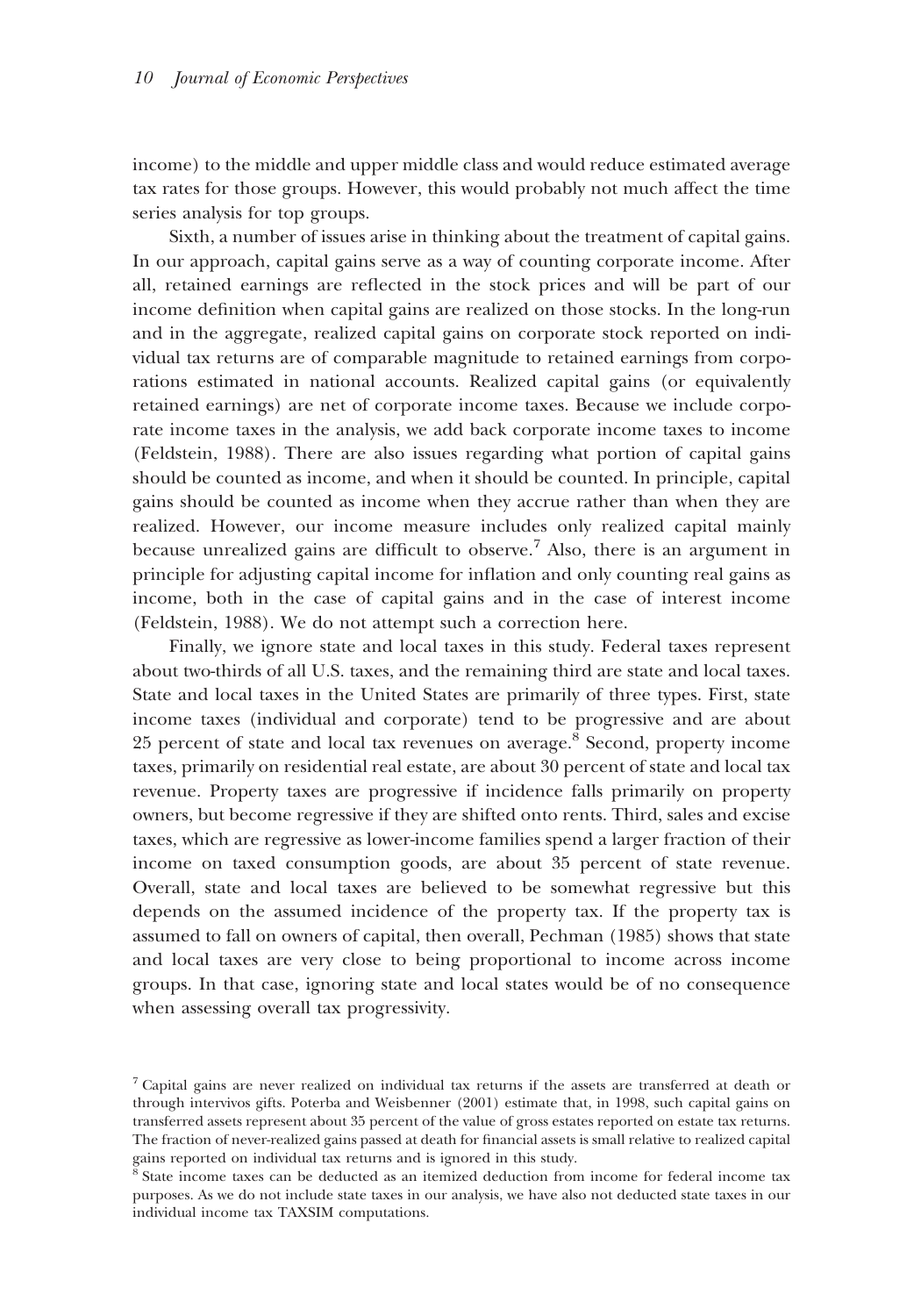income) to the middle and upper middle class and would reduce estimated average tax rates for those groups. However, this would probably not much affect the time series analysis for top groups.

Sixth, a number of issues arise in thinking about the treatment of capital gains. In our approach, capital gains serve as a way of counting corporate income. After all, retained earnings are reflected in the stock prices and will be part of our income definition when capital gains are realized on those stocks. In the long-run and in the aggregate, realized capital gains on corporate stock reported on individual tax returns are of comparable magnitude to retained earnings from corporations estimated in national accounts. Realized capital gains (or equivalently retained earnings) are net of corporate income taxes. Because we include corporate income taxes in the analysis, we add back corporate income taxes to income (Feldstein, 1988). There are also issues regarding what portion of capital gains should be counted as income, and when it should be counted. In principle, capital gains should be counted as income when they accrue rather than when they are realized. However, our income measure includes only realized capital mainly because unrealized gains are difficult to observe.[7] Also, there is an argument in principle for adjusting capital income for inflation and only counting real gains as income, both in the case of capital gains and in the case of interest income (Feldstein, 1988). We do not attempt such a correction here.

Finally, we ignore state and local taxes in this study. Federal taxes represent about two-thirds of all U.S. taxes, and the remaining third are state and local taxes. State and local taxes in the United States are primarily of three types. First, state income taxes (individual and corporate) tend to be progressive and are about 25 percent of state and local tax revenues on average.[8] Second, property income taxes, primarily on residential real estate, are about 30 percent of state and local tax revenue. Property taxes are progressive if incidence falls primarily on property owners, but become regressive if they are shifted onto rents. Third, sales and excise taxes, which are regressive as lower-income families spend a larger fraction of their income on taxed consumption goods, are about 35 percent of state revenue. Overall, state and local taxes are believed to be somewhat regressive but this depends on the assumed incidence of the property tax. If the property tax is assumed to fall on owners of capital, then overall, Pechman (1985) shows that state and local taxes are very close to being proportional to income across income groups. In that case, ignoring state and local states would be of no consequence when assessing overall tax progressivity.

[7] Capital gains are never realized on individual tax returns if the assets are transferred at death or through intervivos gifts. Poterba and Weisbenner (2001) estimate that, in 1998, such capital gains on transferred assets represent about 35 percent of the value of gross estates reported on estate tax returns. The fraction of never-realized gains passed at death for financial assets is small relative to realized capital gains reported on individual tax returns and is ignored in this study.

[8] State income taxes can be deducted as an itemized deduction from income for federal income tax purposes. As we do not include state taxes in our analysis, we have also not deducted state taxes in our individual income tax TAXSIM computations.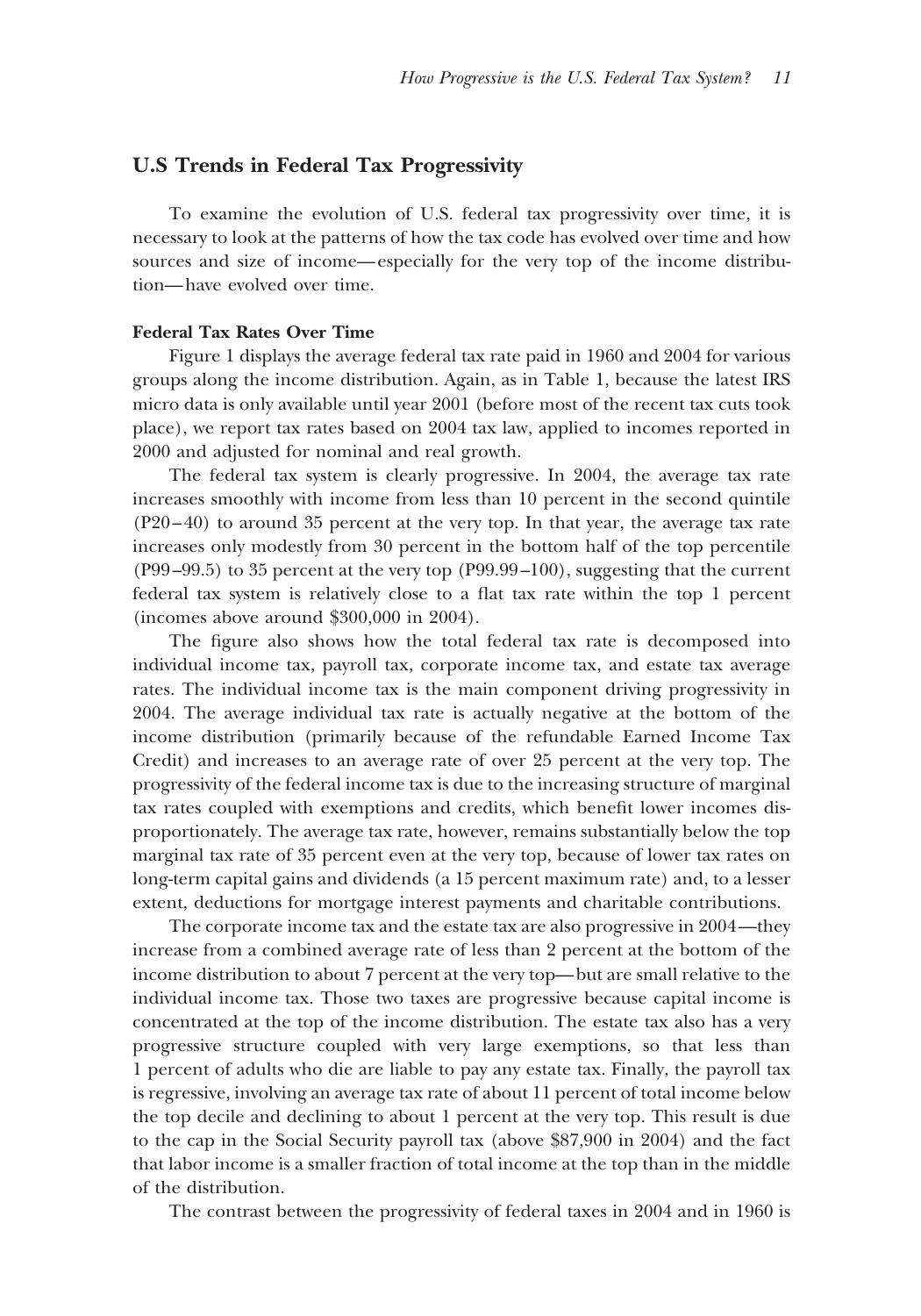## U.S Trends in Federal Tax Progressivity

To examine the evolution of U.S. federal tax progressivity over time, it is necessary to look at the patterns of how the tax code has evolved over time and how sources and size of income—especially for the very top of the income distribution—have evolved over time.

### Federal Tax Rates Over Time

Figure 1 displays the average federal tax rate paid in 1960 and 2004 for various groups along the income distribution. Again, as in Table 1, because the latest IRS micro data is only available until year 2001 (before most of the recent tax cuts took place), we report tax rates based on 2004 tax law, applied to incomes reported in 2000 and adjusted for nominal and real growth.

The federal tax system is clearly progressive. In 2004, the average tax rate increases smoothly with income from less than 10 percent in the second quintile (P20–40) to around 35 percent at the very top. In that year, the average tax rate increases only modestly from 30 percent in the bottom half of the top percentile (P99–99.5) to 35 percent at the very top (P99.99–100), suggesting that the current federal tax system is relatively close to a flat tax rate within the top 1 percent (incomes above around $300,000 in 2004).

The figure also shows how the total federal tax rate is decomposed into individual income tax, payroll tax, corporate income tax, and estate tax average rates. The individual income tax is the main component driving progressivity in 2004. The average individual tax rate is actually negative at the bottom of the income distribution (primarily because of the refundable Earned Income Tax Credit) and increases to an average rate of over 25 percent at the very top. The progressivity of the federal income tax is due to the increasing structure of marginal tax rates coupled with exemptions and credits, which benefit lower incomes disproportionately. The average tax rate, however, remains substantially below the top marginal tax rate of 35 percent even at the very top, because of lower tax rates on long-term capital gains and dividends (a 15 percent maximum rate) and, to a lesser extent, deductions for mortgage interest payments and charitable contributions.

The corporate income tax and the estate tax are also progressive in 2004—they increase from a combined average rate of less than 2 percent at the bottom of the income distribution to about 7 percent at the very top—but are small relative to the individual income tax. Those two taxes are progressive because capital income is concentrated at the top of the income distribution. The estate tax also has a very progressive structure coupled with very large exemptions, so that less than 1 percent of adults who die are liable to pay any estate tax. Finally, the payroll tax is regressive, involving an average tax rate of about 11 percent of total income below the top decile and declining to about 1 percent at the very top. This result is due to the cap in the Social Security payroll tax (above $87,900 in 2004) and the fact that labor income is a smaller fraction of total income at the top than in the middle of the distribution.

The contrast between the progressivity of federal taxes in 2004 and in 1960 is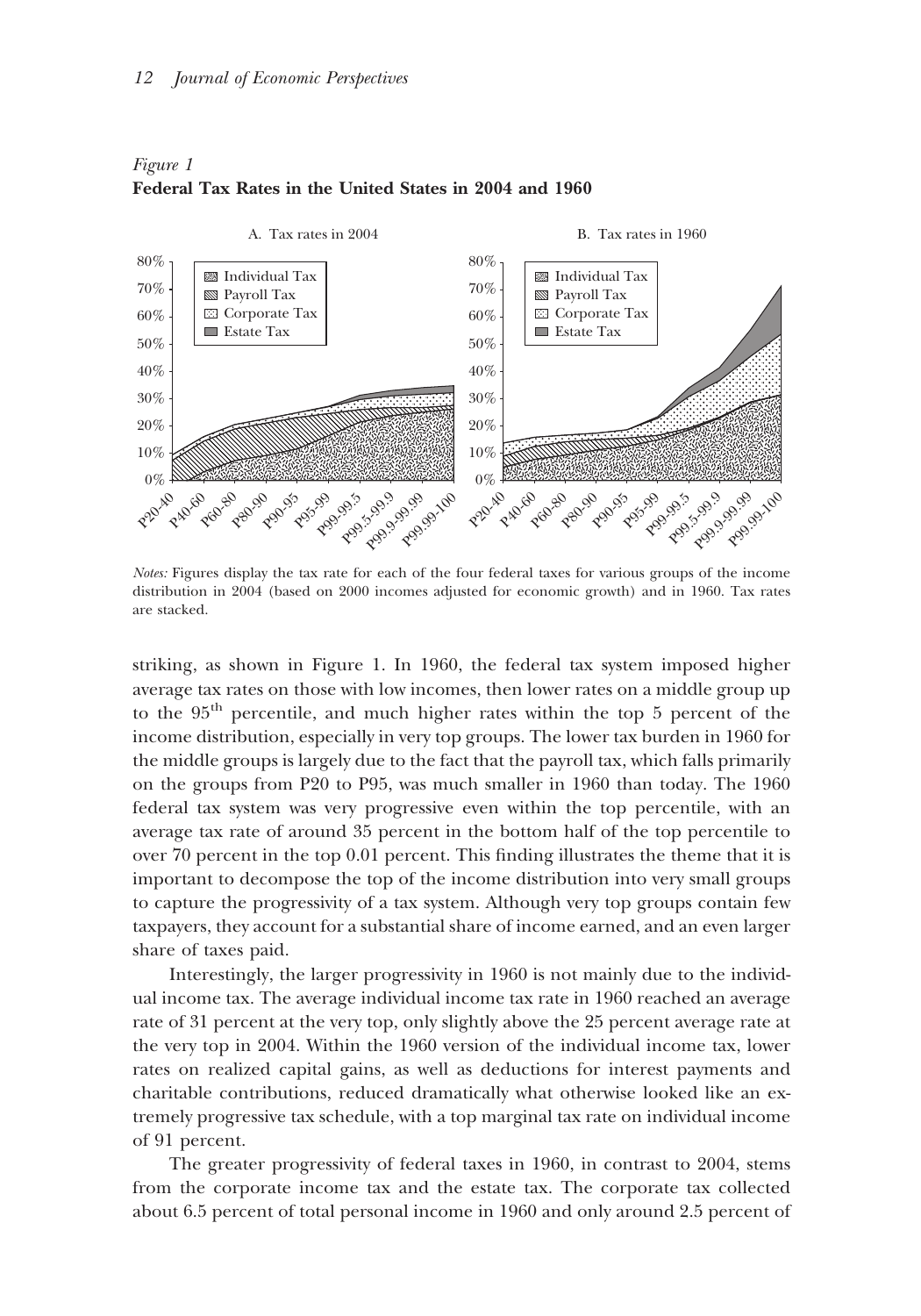*Figure 1*
**Federal Tax Rates in the United States in 2004 and 1960**

*Notes:* Figures display the tax rate for each of the four federal taxes for various groups of the income distribution in 2004 (based on 2000 incomes adjusted for economic growth) and in 1960. Tax rates are stacked.

striking, as shown in Figure 1. In 1960, the federal tax system imposed higher average tax rates on those with low incomes, then lower rates on a middle group up to the 95th percentile, and much higher rates within the top 5 percent of the income distribution, especially in very top groups. The lower tax burden in 1960 for the middle groups is largely due to the fact that the payroll tax, which falls primarily on the groups from P20 to P95, was much smaller in 1960 than today. The 1960 federal tax system was very progressive even within the top percentile, with an average tax rate of around 35 percent in the bottom half of the top percentile to over 70 percent in the top 0.01 percent. This finding illustrates the theme that it is important to decompose the top of the income distribution into very small groups to capture the progressivity of a tax system. Although very top groups contain few taxpayers, they account for a substantial share of income earned, and an even larger share of taxes paid.

Interestingly, the larger progressivity in 1960 is not mainly due to the individual income tax. The average individual income tax rate in 1960 reached an average rate of 31 percent at the very top, only slightly above the 25 percent average rate at the very top in 2004. Within the 1960 version of the individual income tax, lower rates on realized capital gains, as well as deductions for interest payments and charitable contributions, reduced dramatically what otherwise looked like an extremely progressive tax schedule, with a top marginal tax rate on individual income of 91 percent.

The greater progressivity of federal taxes in 1960, in contrast to 2004, stems from the corporate income tax and the estate tax. The corporate tax collected about 6.5 percent of total personal income in 1960 and only around 2.5 percent of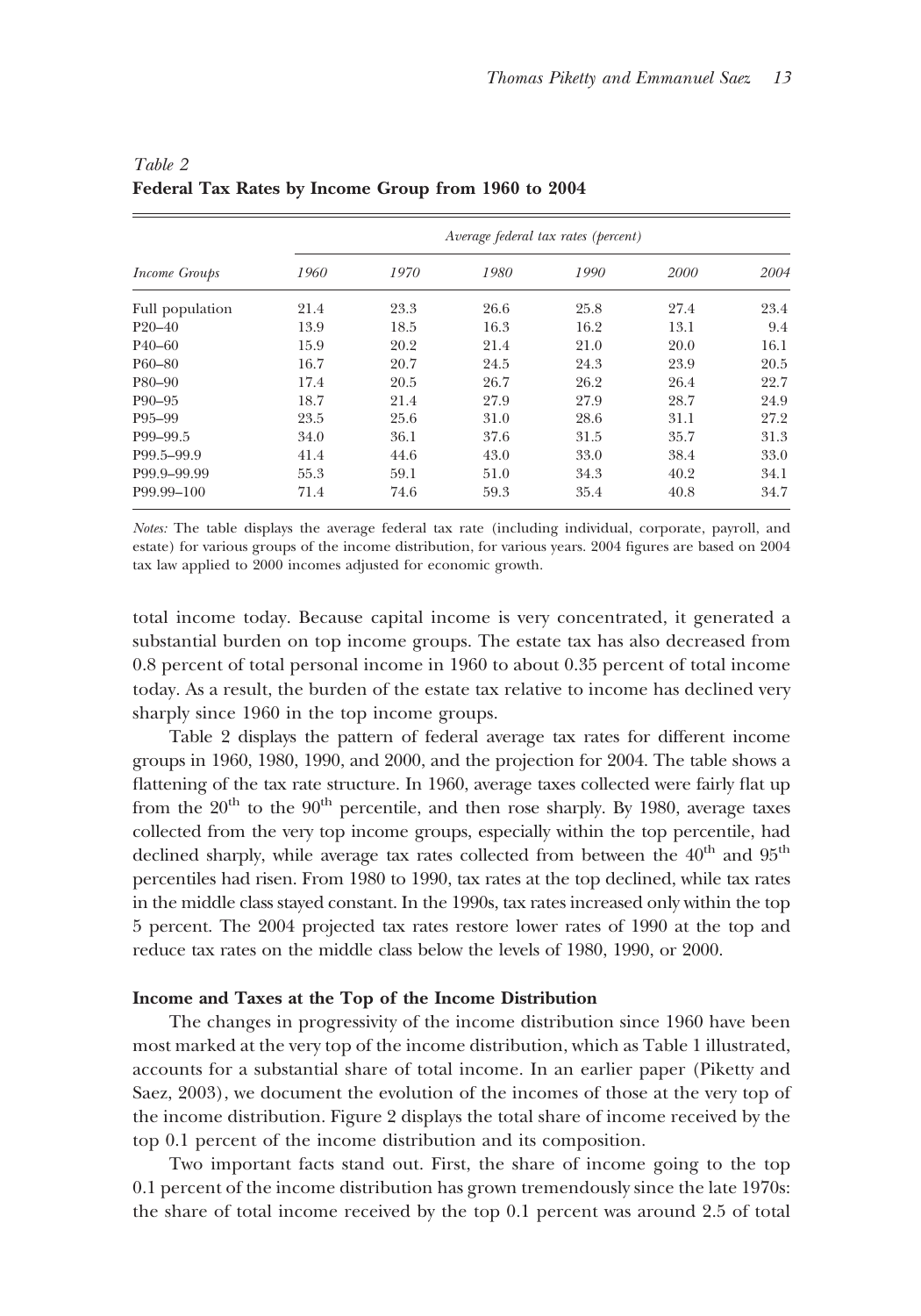*Table 2*
**Federal Tax Rates by Income Group from 1960 to 2004**

| | *Average federal tax rates (percent)* | | | | | |
|---|---|---|---|---|---|---|
| *Income Groups* | *1960* | *1970* | *1980* | *1990* | *2000* | *2004* |
| Full population | 21.4 | 23.3 | 26.6 | 25.8 | 27.4 | 23.4 |
| P20–40 | 13.9 | 18.5 | 16.3 | 16.2 | 13.1 | 9.4 |
| P40–60 | 15.9 | 20.2 | 21.4 | 21.0 | 20.0 | 16.1 |
| P60–80 | 16.7 | 20.7 | 24.5 | 24.3 | 23.9 | 20.5 |
| P80–90 | 17.4 | 20.5 | 26.7 | 26.2 | 26.4 | 22.7 |
| P90–95 | 18.7 | 21.4 | 27.9 | 27.9 | 28.7 | 24.9 |
| P95–99 | 23.5 | 25.6 | 31.0 | 28.6 | 31.1 | 27.2 |
| P99–99.5 | 34.0 | 36.1 | 37.6 | 31.5 | 35.7 | 31.3 |
| P99.5–99.9 | 41.4 | 44.6 | 43.0 | 33.0 | 38.4 | 33.0 |
| P99.9–99.99 | 55.3 | 59.1 | 51.0 | 34.3 | 40.2 | 34.1 |
| P99.99–100 | 71.4 | 74.6 | 59.3 | 35.4 | 40.8 | 34.7 |

*Notes:* The table displays the average federal tax rate (including individual, corporate, payroll, and estate) for various groups of the income distribution, for various years. 2004 figures are based on 2004 tax law applied to 2000 incomes adjusted for economic growth.

total income today. Because capital income is very concentrated, it generated a substantial burden on top income groups. The estate tax has also decreased from 0.8 percent of total personal income in 1960 to about 0.35 percent of total income today. As a result, the burden of the estate tax relative to income has declined very sharply since 1960 in the top income groups.

Table 2 displays the pattern of federal average tax rates for different income groups in 1960, 1980, 1990, and 2000, and the projection for 2004. The table shows a flattening of the tax rate structure. In 1960, average taxes collected were fairly flat up from the 20th to the 90th percentile, and then rose sharply. By 1980, average taxes collected from the very top income groups, especially within the top percentile, had declined sharply, while average tax rates collected from between the 40th and 95th percentiles had risen. From 1980 to 1990, tax rates at the top declined, while tax rates in the middle class stayed constant. In the 1990s, tax rates increased only within the top 5 percent. The 2004 projected tax rates restore lower rates of 1990 at the top and reduce tax rates on the middle class below the levels of 1980, 1990, or 2000.

### Income and Taxes at the Top of the Income Distribution

The changes in progressivity of the income distribution since 1960 have been most marked at the very top of the income distribution, which as Table 1 illustrated, accounts for a substantial share of total income. In an earlier paper (Piketty and Saez, 2003), we document the evolution of the incomes of those at the very top of the income distribution. Figure 2 displays the total share of income received by the top 0.1 percent of the income distribution and its composition.

Two important facts stand out. First, the share of income going to the top 0.1 percent of the income distribution has grown tremendously since the late 1970s: the share of total income received by the top 0.1 percent was around 2.5 of total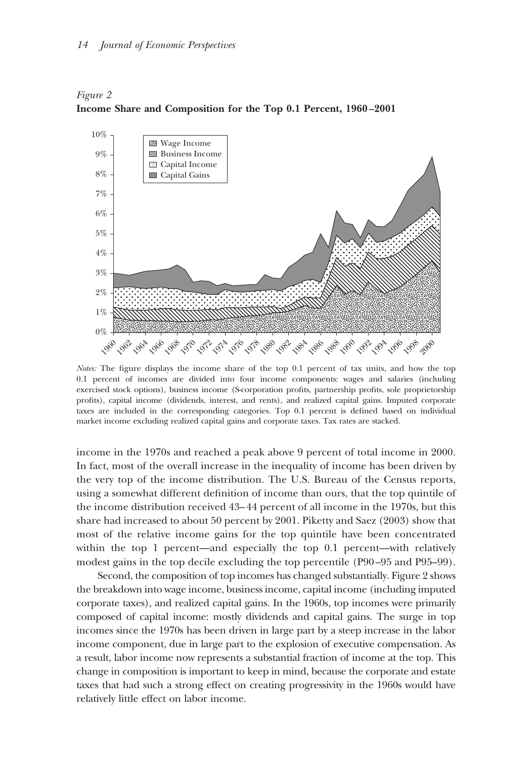*Figure 2*
**Income Share and Composition for the Top 0.1 Percent, 1960–2001**

*Notes:* The figure displays the income share of the top 0.1 percent of tax units, and how the top 0.1 percent of incomes are divided into four income components: wages and salaries (including exercised stock options), business income (S-corporation profits, partnership profits, sole proprietorship profits), capital income (dividends, interest, and rents), and realized capital gains. Imputed corporate taxes are included in the corresponding categories. Top 0.1 percent is defined based on individual market income excluding realized capital gains and corporate taxes. Tax rates are stacked.

income in the 1970s and reached a peak above 9 percent of total income in 2000. In fact, most of the overall increase in the inequality of income has been driven by the very top of the income distribution. The U.S. Bureau of the Census reports, using a somewhat different definition of income than ours, that the top quintile of the income distribution received 43–44 percent of all income in the 1970s, but this share had increased to about 50 percent by 2001. Piketty and Saez (2003) show that most of the relative income gains for the top quintile have been concentrated within the top 1 percent—and especially the top 0.1 percent—with relatively modest gains in the top decile excluding the top percentile (P90–95 and P95–99).

Second, the composition of top incomes has changed substantially. Figure 2 shows the breakdown into wage income, business income, capital income (including imputed corporate taxes), and realized capital gains. In the 1960s, top incomes were primarily composed of capital income: mostly dividends and capital gains. The surge in top incomes since the 1970s has been driven in large part by a steep increase in the labor income component, due in large part to the explosion of executive compensation. As a result, labor income now represents a substantial fraction of income at the top. This change in composition is important to keep in mind, because the corporate and estate taxes that had such a strong effect on creating progressivity in the 1960s would have relatively little effect on labor income.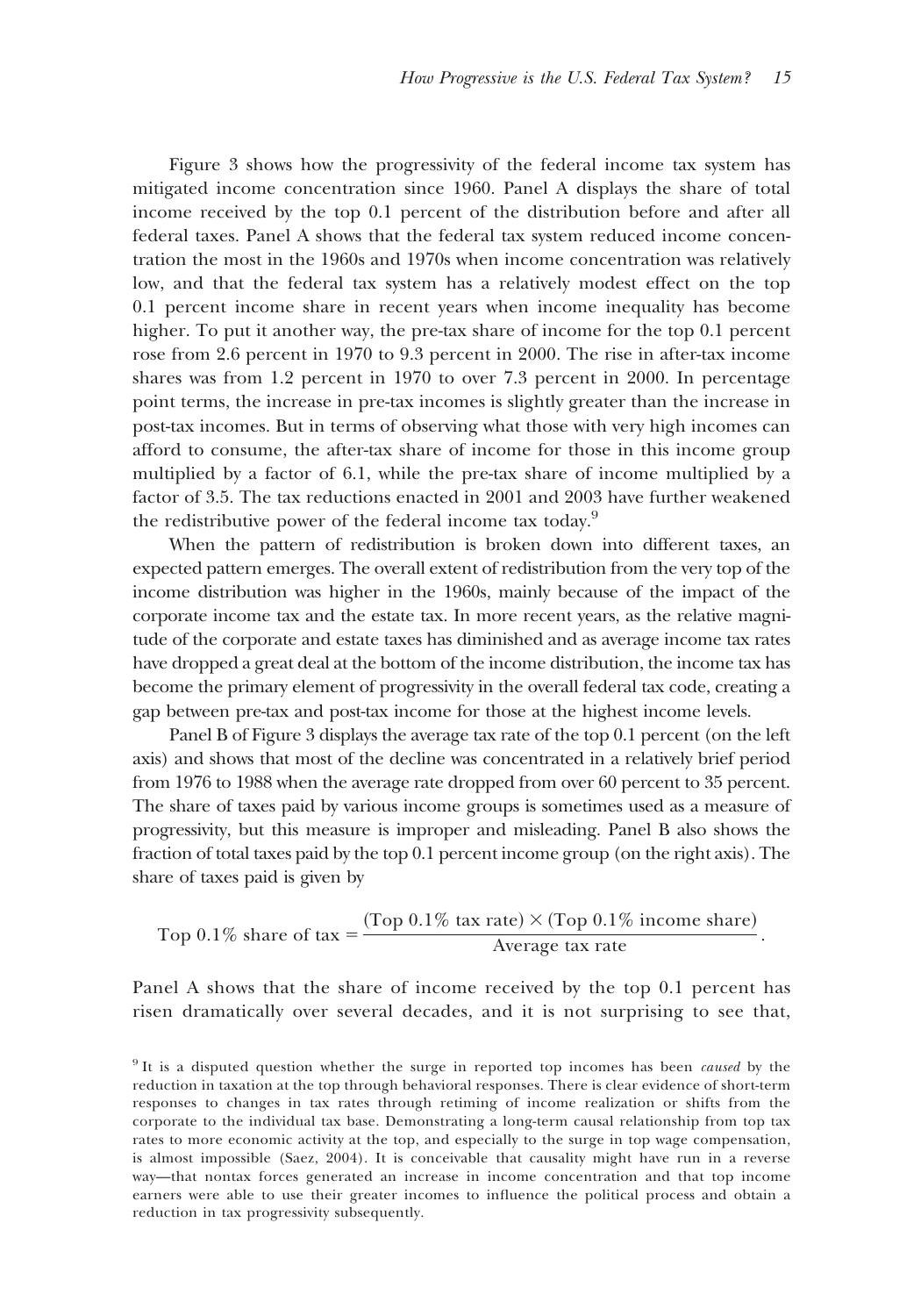Figure 3 shows how the progressivity of the federal income tax system has mitigated income concentration since 1960. Panel A displays the share of total income received by the top 0.1 percent of the distribution before and after all federal taxes. Panel A shows that the federal tax system reduced income concentration the most in the 1960s and 1970s when income concentration was relatively low, and that the federal tax system has a relatively modest effect on the top 0.1 percent income share in recent years when income inequality has become higher. To put it another way, the pre-tax share of income for the top 0.1 percent rose from 2.6 percent in 1970 to 9.3 percent in 2000. The rise in after-tax income shares was from 1.2 percent in 1970 to over 7.3 percent in 2000. In percentage point terms, the increase in pre-tax incomes is slightly greater than the increase in post-tax incomes. But in terms of observing what those with very high incomes can afford to consume, the after-tax share of income for those in this income group multiplied by a factor of 6.1, while the pre-tax share of income multiplied by a factor of 3.5. The tax reductions enacted in 2001 and 2003 have further weakened the redistributive power of the federal income tax today.[9]

When the pattern of redistribution is broken down into different taxes, an expected pattern emerges. The overall extent of redistribution from the very top of the income distribution was higher in the 1960s, mainly because of the impact of the corporate income tax and the estate tax. In more recent years, as the relative magnitude of the corporate and estate taxes has diminished and as average income tax rates have dropped a great deal at the bottom of the income distribution, the income tax has become the primary element of progressivity in the overall federal tax code, creating a gap between pre-tax and post-tax income for those at the highest income levels.

Panel B of Figure 3 displays the average tax rate of the top 0.1 percent (on the left axis) and shows that most of the decline was concentrated in a relatively brief period from 1976 to 1988 when the average rate dropped from over 60 percent to 35 percent. The share of taxes paid by various income groups is sometimes used as a measure of progressivity, but this measure is improper and misleading. Panel B also shows the fraction of total taxes paid by the top 0.1 percent income group (on the right axis). The share of taxes paid is given by

$$\text{Top } 0.1\% \text{ share of tax} = \frac{(\text{Top } 0.1\% \text{ tax rate}) \times (\text{Top } 0.1\% \text{ income share})}{\text{Average tax rate}}.$$

Panel A shows that the share of income received by the top 0.1 percent has risen dramatically over several decades, and it is not surprising to see that,

[9] It is a disputed question whether the surge in reported top incomes has been *caused* by the reduction in taxation at the top through behavioral responses. There is clear evidence of short-term responses to changes in tax rates through retiming of income realization or shifts from the corporate to the individual tax base. Demonstrating a long-term causal relationship from top tax rates to more economic activity at the top, and especially to the surge in top wage compensation, is almost impossible (Saez, 2004). It is conceivable that causality might have run in a reverse way—that nontax forces generated an increase in income concentration and that top income earners were able to use their greater incomes to influence the political process and obtain a reduction in tax progressivity subsequently.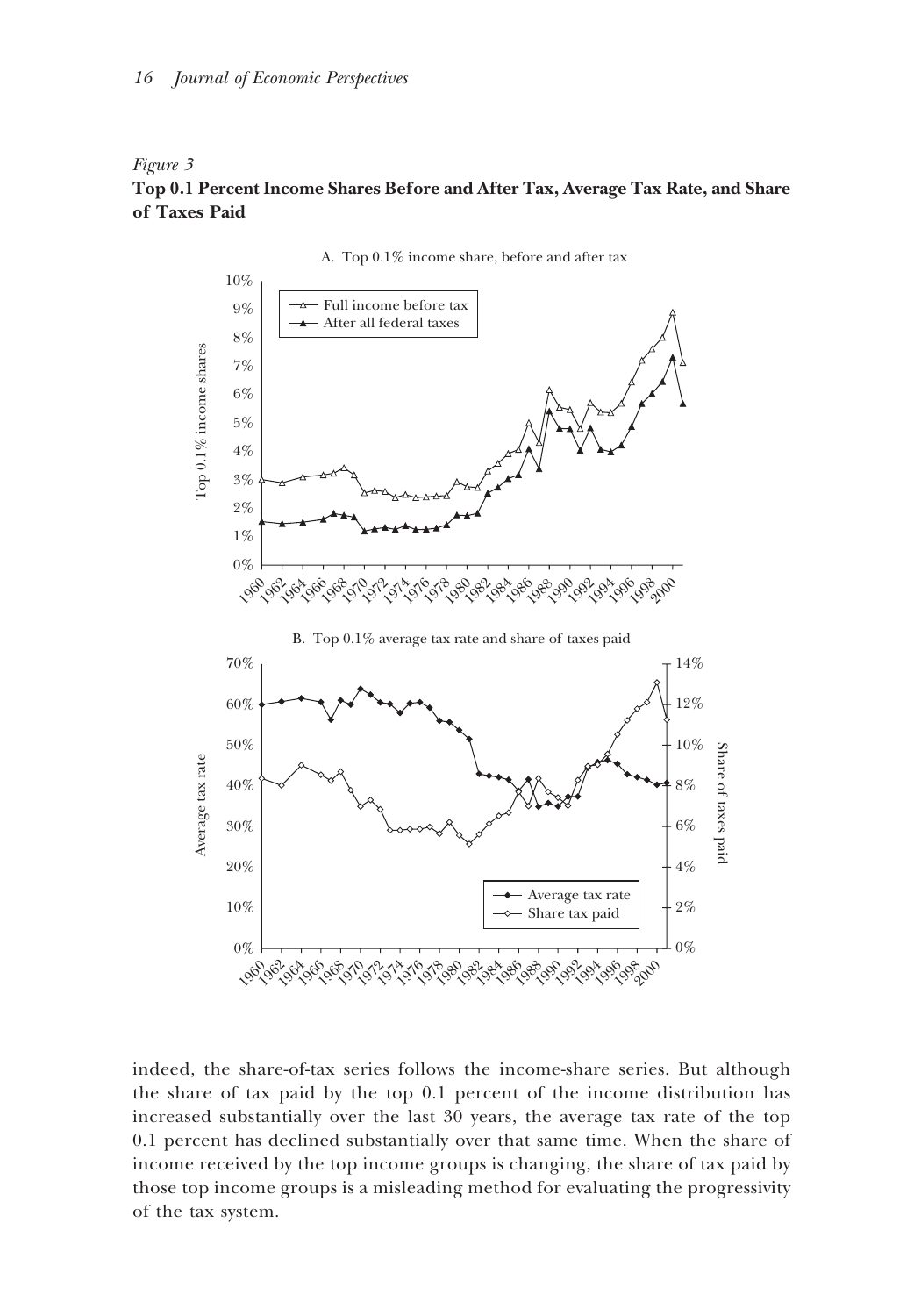*Figure 3*
**Top 0.1 Percent Income Shares Before and After Tax, Average Tax Rate, and Share of Taxes Paid**

A. Top 0.1% income share, before and after tax

B. Top 0.1% average tax rate and share of taxes paid

indeed, the share-of-tax series follows the income-share series. But although the share of tax paid by the top 0.1 percent of the income distribution has increased substantially over the last 30 years, the average tax rate of the top 0.1 percent has declined substantially over that same time. When the share of income received by the top income groups is changing, the share of tax paid by those top income groups is a misleading method for evaluating the progressivity of the tax system.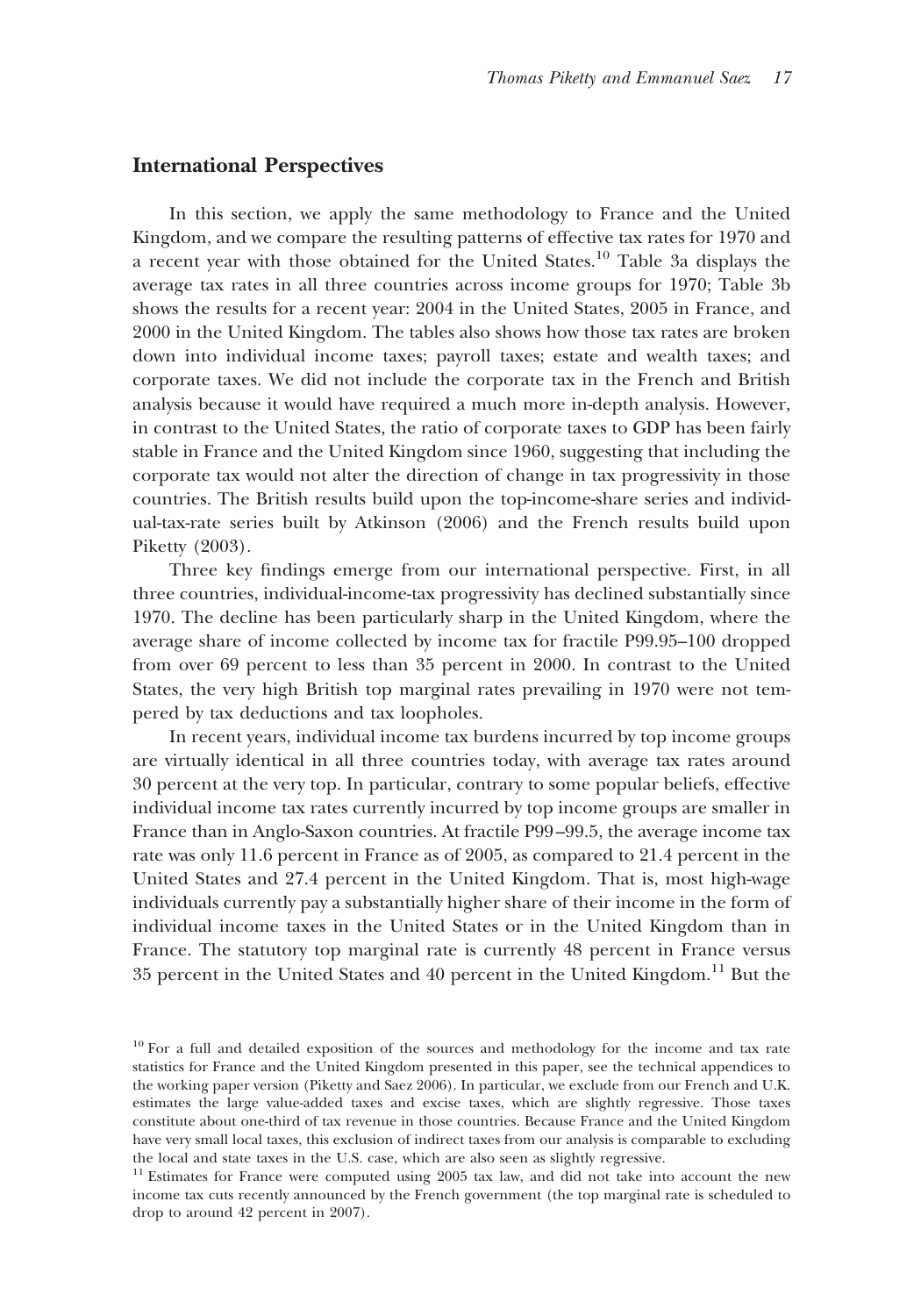## International Perspectives

In this section, we apply the same methodology to France and the United Kingdom, and we compare the resulting patterns of effective tax rates for 1970 and a recent year with those obtained for the United States.[10] Table 3a displays the average tax rates in all three countries across income groups for 1970; Table 3b shows the results for a recent year: 2004 in the United States, 2005 in France, and 2000 in the United Kingdom. The tables also shows how those tax rates are broken down into individual income taxes; payroll taxes; estate and wealth taxes; and corporate taxes. We did not include the corporate tax in the French and British analysis because it would have required a much more in-depth analysis. However, in contrast to the United States, the ratio of corporate taxes to GDP has been fairly stable in France and the United Kingdom since 1960, suggesting that including the corporate tax would not alter the direction of change in tax progressivity in those countries. The British results build upon the top-income-share series and individual-tax-rate series built by Atkinson (2006) and the French results build upon Piketty (2003).

Three key findings emerge from our international perspective. First, in all three countries, individual-income-tax progressivity has declined substantially since 1970. The decline has been particularly sharp in the United Kingdom, where the average share of income collected by income tax for fractile P99.95–100 dropped from over 69 percent to less than 35 percent in 2000. In contrast to the United States, the very high British top marginal rates prevailing in 1970 were not tempered by tax deductions and tax loopholes.

In recent years, individual income tax burdens incurred by top income groups are virtually identical in all three countries today, with average tax rates around 30 percent at the very top. In particular, contrary to some popular beliefs, effective individual income tax rates currently incurred by top income groups are smaller in France than in Anglo-Saxon countries. At fractile P99–99.5, the average income tax rate was only 11.6 percent in France as of 2005, as compared to 21.4 percent in the United States and 27.4 percent in the United Kingdom. That is, most high-wage individuals currently pay a substantially higher share of their income in the form of individual income taxes in the United States or in the United Kingdom than in France. The statutory top marginal rate is currently 48 percent in France versus 35 percent in the United States and 40 percent in the United Kingdom.[11] But the

[10] For a full and detailed exposition of the sources and methodology for the income and tax rate statistics for France and the United Kingdom presented in this paper, see the technical appendices to the working paper version (Piketty and Saez 2006). In particular, we exclude from our French and U.K. estimates the large value-added taxes and excise taxes, which are slightly regressive. Those taxes constitute about one-third of tax revenue in those countries. Because France and the United Kingdom have very small local taxes, this exclusion of indirect taxes from our analysis is comparable to excluding the local and state taxes in the U.S. case, which are also seen as slightly regressive.

[11] Estimates for France were computed using 2005 tax law, and did not take into account the new income tax cuts recently announced by the French government (the top marginal rate is scheduled to drop to around 42 percent in 2007).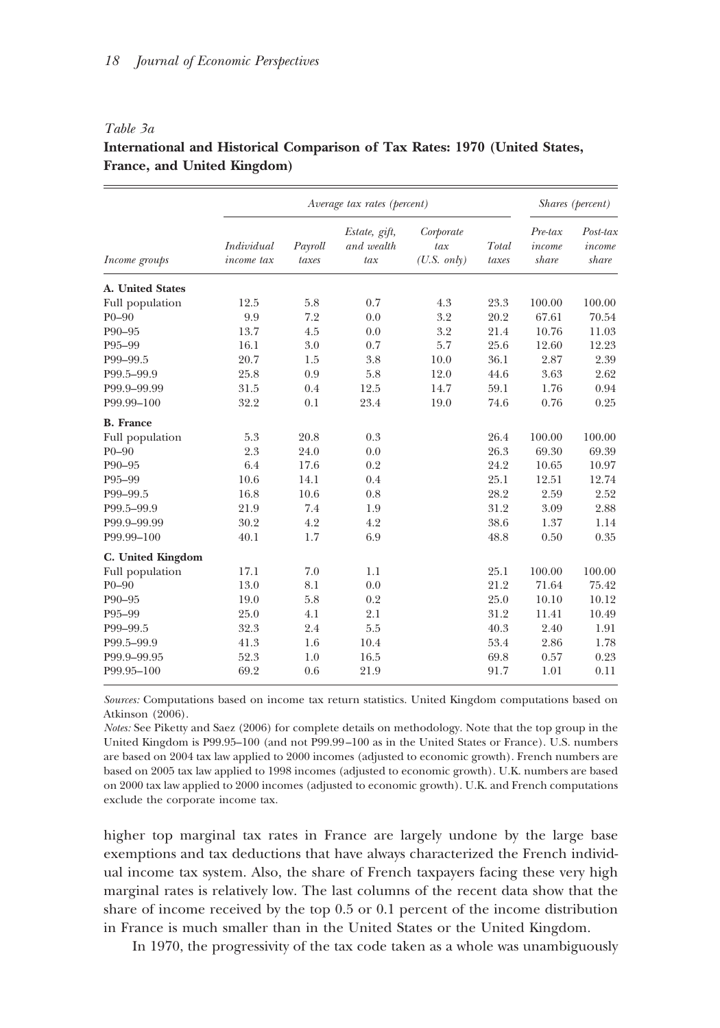*Table 3a*

**International and Historical Comparison of Tax Rates: 1970 (United States, France, and United Kingdom)**

| | *Average tax rates (percent)* | | | | | *Shares (percent)* | |
|---|---|---|---|---|---|---|---|
| *Income groups* | *Individual income tax* | *Payroll taxes* | *Estate, gift, and wealth tax* | *Corporate tax (U.S. only)* | *Total taxes* | *Pre-tax income share* | *Post-tax income share* |
| **A. United States** | | | | | | | |
| Full population | 12.5 | 5.8 | 0.7 | 4.3 | 23.3 | 100.00 | 100.00 |
| P0–90 | 9.9 | 7.2 | 0.0 | 3.2 | 20.2 | 67.61 | 70.54 |
| P90–95 | 13.7 | 4.5 | 0.0 | 3.2 | 21.4 | 10.76 | 11.03 |
| P95–99 | 16.1 | 3.0 | 0.7 | 5.7 | 25.6 | 12.60 | 12.23 |
| P99–99.5 | 20.7 | 1.5 | 3.8 | 10.0 | 36.1 | 2.87 | 2.39 |
| P99.5–99.9 | 25.8 | 0.9 | 5.8 | 12.0 | 44.6 | 3.63 | 2.62 |
| P99.9–99.99 | 31.5 | 0.4 | 12.5 | 14.7 | 59.1 | 1.76 | 0.94 |
| P99.99–100 | 32.2 | 0.1 | 23.4 | 19.0 | 74.6 | 0.76 | 0.25 |
| **B. France** | | | | | | | |
| Full population | 5.3 | 20.8 | 0.3 | | 26.4 | 100.00 | 100.00 |
| P0–90 | 2.3 | 24.0 | 0.0 | | 26.3 | 69.30 | 69.39 |
| P90–95 | 6.4 | 17.6 | 0.2 | | 24.2 | 10.65 | 10.97 |
| P95–99 | 10.6 | 14.1 | 0.4 | | 25.1 | 12.51 | 12.74 |
| P99–99.5 | 16.8 | 10.6 | 0.8 | | 28.2 | 2.59 | 2.52 |
| P99.5–99.9 | 21.9 | 7.4 | 1.9 | | 31.2 | 3.09 | 2.88 |
| P99.9–99.99 | 30.2 | 4.2 | 4.2 | | 38.6 | 1.37 | 1.14 |
| P99.99–100 | 40.1 | 1.7 | 6.9 | | 48.8 | 0.50 | 0.35 |
| **C. United Kingdom** | | | | | | | |
| Full population | 17.1 | 7.0 | 1.1 | | 25.1 | 100.00 | 100.00 |
| P0–90 | 13.0 | 8.1 | 0.0 | | 21.2 | 71.64 | 75.42 |
| P90–95 | 19.0 | 5.8 | 0.2 | | 25.0 | 10.10 | 10.12 |
| P95–99 | 25.0 | 4.1 | 2.1 | | 31.2 | 11.41 | 10.49 |
| P99–99.5 | 32.3 | 2.4 | 5.5 | | 40.3 | 2.40 | 1.91 |
| P99.5–99.9 | 41.3 | 1.6 | 10.4 | | 53.4 | 2.86 | 1.78 |
| P99.9–99.95 | 52.3 | 1.0 | 16.5 | | 69.8 | 0.57 | 0.23 |
| P99.95–100 | 69.2 | 0.6 | 21.9 | | 91.7 | 1.01 | 0.11 |

*Sources:* Computations based on income tax return statistics. United Kingdom computations based on Atkinson (2006).

*Notes:* See Piketty and Saez (2006) for complete details on methodology. Note that the top group in the United Kingdom is P99.95–100 (and not P99.99–100 as in the United States or France). U.S. numbers are based on 2004 tax law applied to 2000 incomes (adjusted to economic growth). French numbers are based on 2005 tax law applied to 1998 incomes (adjusted to economic growth). U.K. numbers are based on 2000 tax law applied to 2000 incomes (adjusted to economic growth). U.K. and French computations exclude the corporate income tax.

higher top marginal tax rates in France are largely undone by the large base exemptions and tax deductions that have always characterized the French individual income tax system. Also, the share of French taxpayers facing these very high marginal rates is relatively low. The last columns of the recent data show that the share of income received by the top 0.5 or 0.1 percent of the income distribution in France is much smaller than in the United States or the United Kingdom.

In 1970, the progressivity of the tax code taken as a whole was unambiguously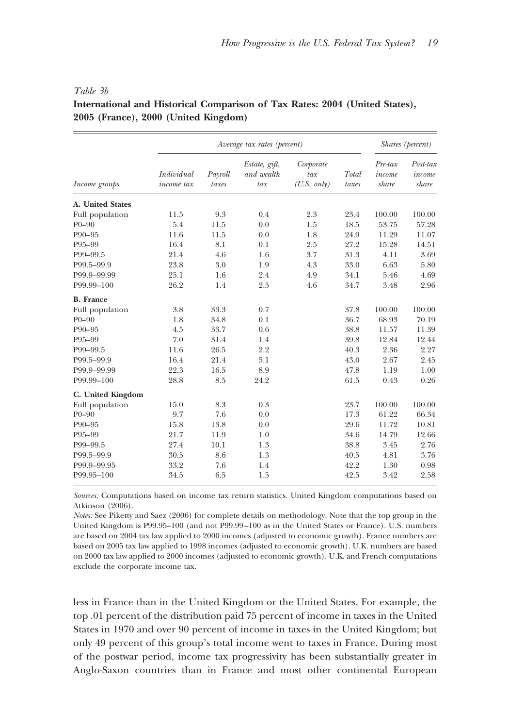*Table 3b*

**International and Historical Comparison of Tax Rates: 2004 (United States), 2005 (France), 2000 (United Kingdom)**

| | *Average tax rates (percent)* | | | | | *Shares (percent)* | |
|---|---|---|---|---|---|---|---|
| *Income groups* | *Individual income tax* | *Payroll taxes* | *Estate, gift, and wealth tax* | *Corporate tax (U.S. only)* | *Total taxes* | *Pre-tax income share* | *Post-tax income share* |
| **A. United States** | | | | | | | |
| Full population | 11.5 | 9.3 | 0.4 | 2.3 | 23.4 | 100.00 | 100.00 |
| P0–90 | 5.4 | 11.5 | 0.0 | 1.5 | 18.5 | 53.75 | 57.28 |
| P90–95 | 11.6 | 11.5 | 0.0 | 1.8 | 24.9 | 11.29 | 11.07 |
| P95–99 | 16.4 | 8.1 | 0.1 | 2.5 | 27.2 | 15.28 | 14.51 |
| P99–99.5 | 21.4 | 4.6 | 1.6 | 3.7 | 31.3 | 4.11 | 3.69 |
| P99.5–99.9 | 23.8 | 3.0 | 1.9 | 4.3 | 33.0 | 6.63 | 5.80 |
| P99.9–99.99 | 25.1 | 1.6 | 2.4 | 4.9 | 34.1 | 5.46 | 4.69 |
| P99.99–100 | 26.2 | 1.4 | 2.5 | 4.6 | 34.7 | 3.48 | 2.96 |
| **B. France** | | | | | | | |
| Full population | 3.8 | 33.3 | 0.7 | | 37.8 | 100.00 | 100.00 |
| P0–90 | 1.8 | 34.8 | 0.1 | | 36.7 | 68.93 | 70.19 |
| P90–95 | 4.5 | 33.7 | 0.6 | | 38.8 | 11.57 | 11.39 |
| P95–99 | 7.0 | 31.4 | 1.4 | | 39.8 | 12.84 | 12.44 |
| P99–99.5 | 11.6 | 26.5 | 2.2 | | 40.3 | 2.36 | 2.27 |
| P99.5–99.9 | 16.4 | 21.4 | 5.1 | | 43.0 | 2.67 | 2.45 |
| P99.9–99.99 | 22.3 | 16.5 | 8.9 | | 47.8 | 1.19 | 1.00 |
| P99.99–100 | 28.8 | 8.5 | 24.2 | | 61.5 | 0.43 | 0.26 |
| **C. United Kingdom** | | | | | | | |
| Full population | 15.0 | 8.3 | 0.3 | | 23.7 | 100.00 | 100.00 |
| P0–90 | 9.7 | 7.6 | 0.0 | | 17.3 | 61.22 | 66.34 |
| P90–95 | 15.8 | 13.8 | 0.0 | | 29.6 | 11.72 | 10.81 |
| P95–99 | 21.7 | 11.9 | 1.0 | | 34.6 | 14.79 | 12.66 |
| P99–99.5 | 27.4 | 10.1 | 1.3 | | 38.8 | 3.45 | 2.76 |
| P99.5–99.9 | 30.5 | 8.6 | 1.3 | | 40.5 | 4.81 | 3.76 |
| P99.9–99.95 | 33.2 | 7.6 | 1.4 | | 42.2 | 1.30 | 0.98 |
| P99.95–100 | 34.5 | 6.5 | 1.5 | | 42.5 | 3.42 | 2.58 |

*Sources:* Computations based on income tax return statistics. United Kingdom computations based on Atkinson (2006).

*Notes:* See Piketty and Saez (2006) for complete details on methodology. Note that the top group in the United Kingdom is P99.95–100 (and not P99.99–100 as in the United States or France). U.S. numbers are based on 2004 tax law applied to 2000 incomes (adjusted to economic growth). France numbers are based on 2005 tax law applied to 1998 incomes (adjusted to economic growth). U.K. numbers are based on 2000 tax law applied to 2000 incomes (adjusted to economic growth). U.K. and French computations exclude the corporate income tax.

less in France than in the United Kingdom or the United States. For example, the top .01 percent of the distribution paid 75 percent of income in taxes in the United States in 1970 and over 90 percent of income in taxes in the United Kingdom; but only 49 percent of this group's total income went to taxes in France. During most of the postwar period, income tax progressivity has been substantially greater in Anglo-Saxon countries than in France and most other continental European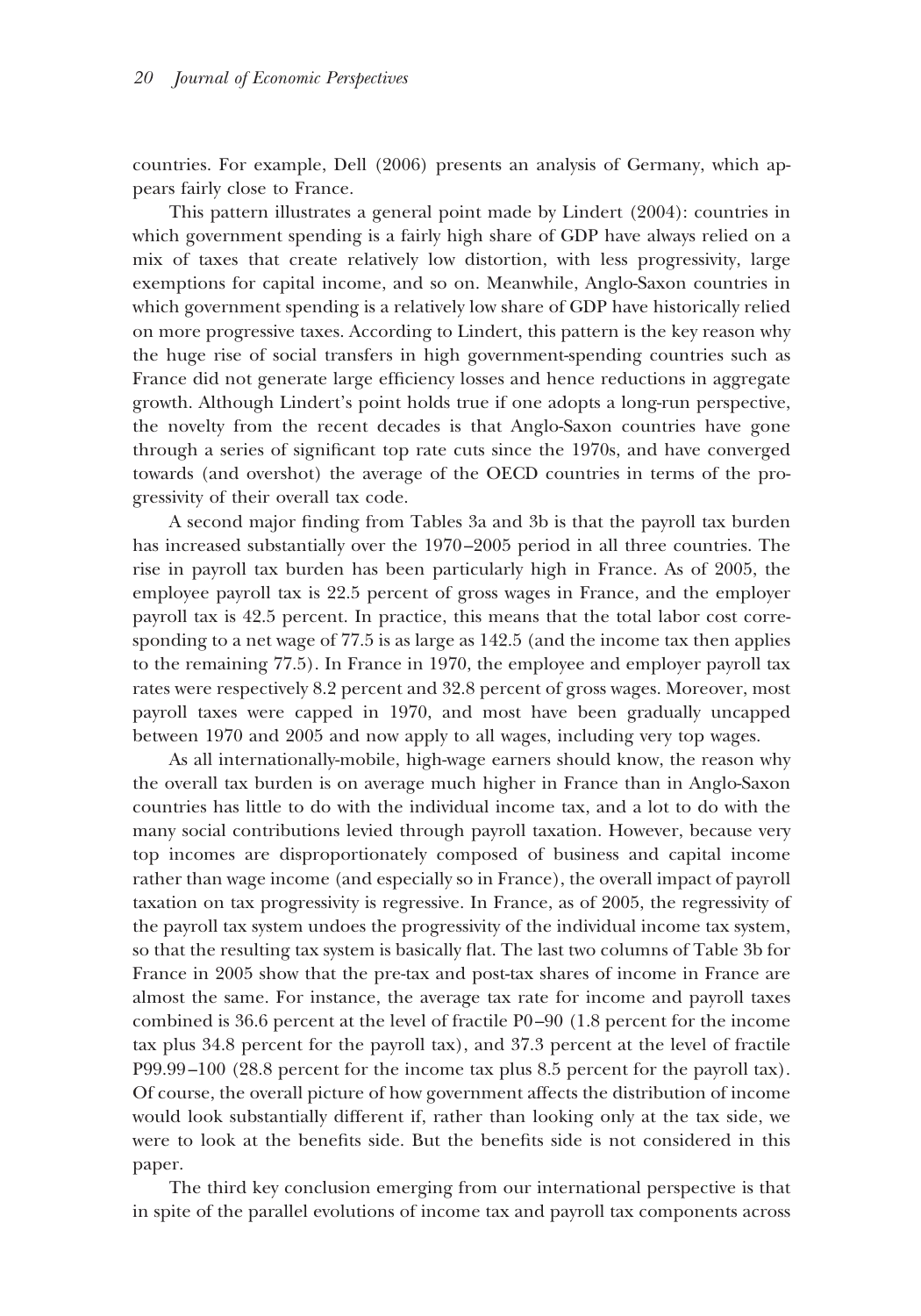countries. For example, Dell (2006) presents an analysis of Germany, which appears fairly close to France.

This pattern illustrates a general point made by Lindert (2004): countries in which government spending is a fairly high share of GDP have always relied on a mix of taxes that create relatively low distortion, with less progressivity, large exemptions for capital income, and so on. Meanwhile, Anglo-Saxon countries in which government spending is a relatively low share of GDP have historically relied on more progressive taxes. According to Lindert, this pattern is the key reason why the huge rise of social transfers in high government-spending countries such as France did not generate large efficiency losses and hence reductions in aggregate growth. Although Lindert's point holds true if one adopts a long-run perspective, the novelty from the recent decades is that Anglo-Saxon countries have gone through a series of significant top rate cuts since the 1970s, and have converged towards (and overshot) the average of the OECD countries in terms of the progressivity of their overall tax code.

A second major finding from Tables 3a and 3b is that the payroll tax burden has increased substantially over the 1970–2005 period in all three countries. The rise in payroll tax burden has been particularly high in France. As of 2005, the employee payroll tax is 22.5 percent of gross wages in France, and the employer payroll tax is 42.5 percent. In practice, this means that the total labor cost corresponding to a net wage of 77.5 is as large as 142.5 (and the income tax then applies to the remaining 77.5). In France in 1970, the employee and employer payroll tax rates were respectively 8.2 percent and 32.8 percent of gross wages. Moreover, most payroll taxes were capped in 1970, and most have been gradually uncapped between 1970 and 2005 and now apply to all wages, including very top wages.

As all internationally-mobile, high-wage earners should know, the reason why the overall tax burden is on average much higher in France than in Anglo-Saxon countries has little to do with the individual income tax, and a lot to do with the many social contributions levied through payroll taxation. However, because very top incomes are disproportionately composed of business and capital income rather than wage income (and especially so in France), the overall impact of payroll taxation on tax progressivity is regressive. In France, as of 2005, the regressivity of the payroll tax system undoes the progressivity of the individual income tax system, so that the resulting tax system is basically flat. The last two columns of Table 3b for France in 2005 show that the pre-tax and post-tax shares of income in France are almost the same. For instance, the average tax rate for income and payroll taxes combined is 36.6 percent at the level of fractile P0–90 (1.8 percent for the income tax plus 34.8 percent for the payroll tax), and 37.3 percent at the level of fractile P99.99–100 (28.8 percent for the income tax plus 8.5 percent for the payroll tax). Of course, the overall picture of how government affects the distribution of income would look substantially different if, rather than looking only at the tax side, we were to look at the benefits side. But the benefits side is not considered in this paper.

The third key conclusion emerging from our international perspective is that in spite of the parallel evolutions of income tax and payroll tax components across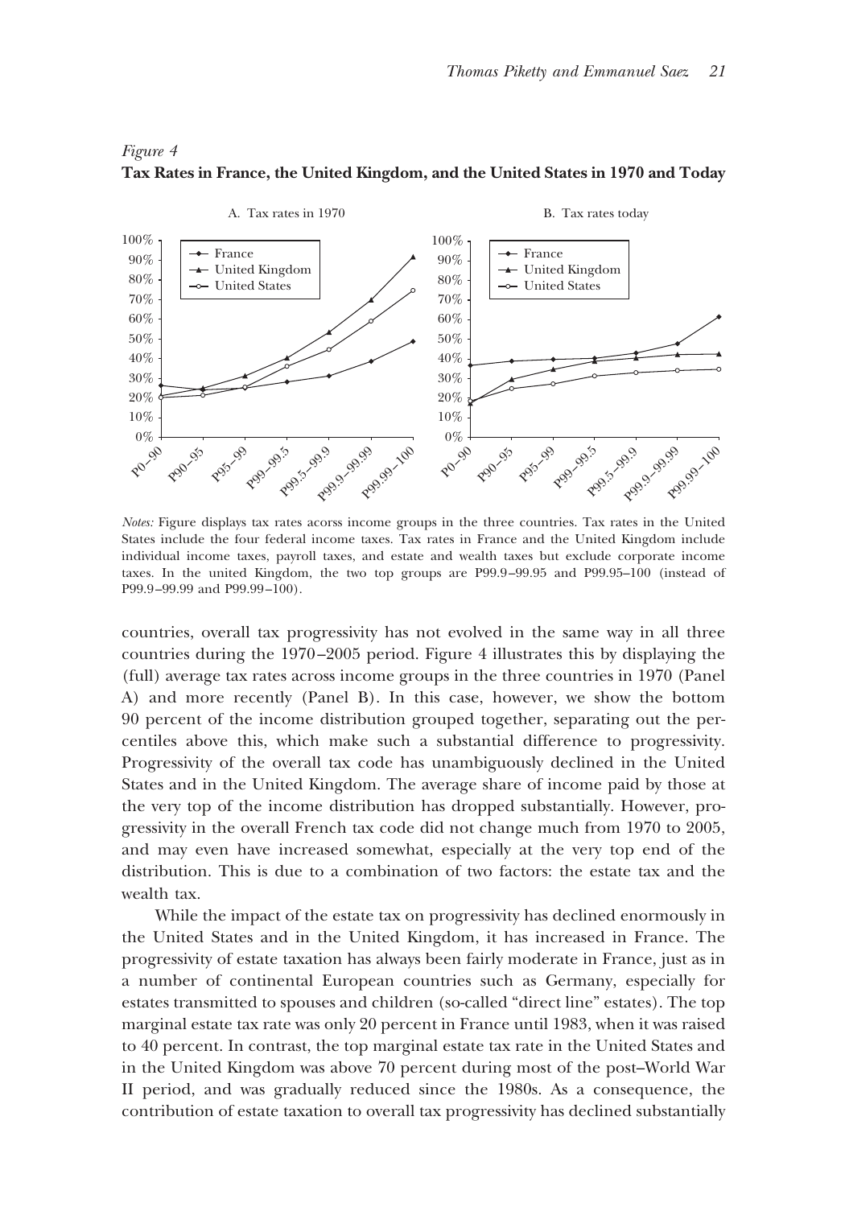*Figure 4*
**Tax Rates in France, the United Kingdom, and the United States in 1970 and Today**

*Notes:* Figure displays tax rates acorss income groups in the three countries. Tax rates in the United States include the four federal income taxes. Tax rates in France and the United Kingdom include individual income taxes, payroll taxes, and estate and wealth taxes but exclude corporate income taxes. In the united Kingdom, the two top groups are P99.9–99.95 and P99.95–100 (instead of P99.9–99.99 and P99.99–100).

countries, overall tax progressivity has not evolved in the same way in all three countries during the 1970–2005 period. Figure 4 illustrates this by displaying the (full) average tax rates across income groups in the three countries in 1970 (Panel A) and more recently (Panel B). In this case, however, we show the bottom 90 percent of the income distribution grouped together, separating out the percentiles above this, which make such a substantial difference to progressivity. Progressivity of the overall tax code has unambiguously declined in the United States and in the United Kingdom. The average share of income paid by those at the very top of the income distribution has dropped substantially. However, progressivity in the overall French tax code did not change much from 1970 to 2005, and may even have increased somewhat, especially at the very top end of the distribution. This is due to a combination of two factors: the estate tax and the wealth tax.

While the impact of the estate tax on progressivity has declined enormously in the United States and in the United Kingdom, it has increased in France. The progressivity of estate taxation has always been fairly moderate in France, just as in a number of continental European countries such as Germany, especially for estates transmitted to spouses and children (so-called "direct line" estates). The top marginal estate tax rate was only 20 percent in France until 1983, when it was raised to 40 percent. In contrast, the top marginal estate tax rate in the United States and in the United Kingdom was above 70 percent during most of the post–World War II period, and was gradually reduced since the 1980s. As a consequence, the contribution of estate taxation to overall tax progressivity has declined substantially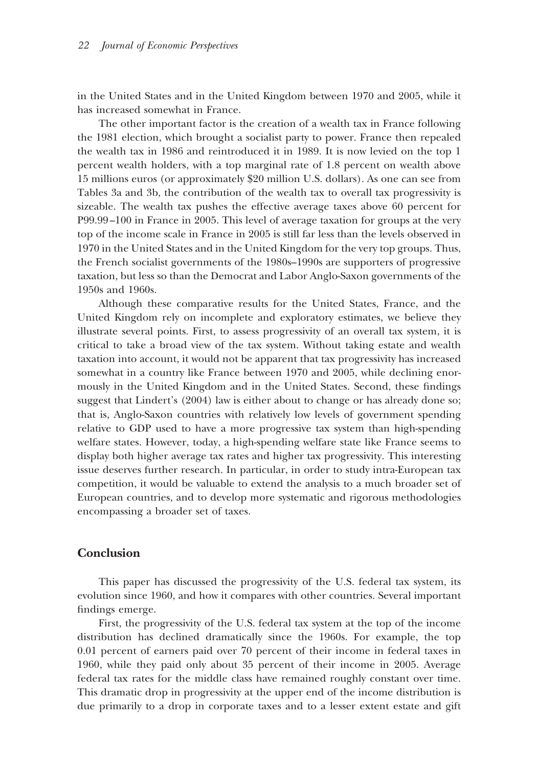in the United States and in the United Kingdom between 1970 and 2005, while it has increased somewhat in France.

The other important factor is the creation of a wealth tax in France following the 1981 election, which brought a socialist party to power. France then repealed the wealth tax in 1986 and reintroduced it in 1989. It is now levied on the top 1 percent wealth holders, with a top marginal rate of 1.8 percent on wealth above 15 millions euros (or approximately $20 million U.S. dollars). As one can see from Tables 3a and 3b, the contribution of the wealth tax to overall tax progressivity is sizeable. The wealth tax pushes the effective average taxes above 60 percent for P99.99–100 in France in 2005. This level of average taxation for groups at the very top of the income scale in France in 2005 is still far less than the levels observed in 1970 in the United States and in the United Kingdom for the very top groups. Thus, the French socialist governments of the 1980s–1990s are supporters of progressive taxation, but less so than the Democrat and Labor Anglo-Saxon governments of the 1950s and 1960s.

Although these comparative results for the United States, France, and the United Kingdom rely on incomplete and exploratory estimates, we believe they illustrate several points. First, to assess progressivity of an overall tax system, it is critical to take a broad view of the tax system. Without taking estate and wealth taxation into account, it would not be apparent that tax progressivity has increased somewhat in a country like France between 1970 and 2005, while declining enormously in the United Kingdom and in the United States. Second, these findings suggest that Lindert's (2004) law is either about to change or has already done so; that is, Anglo-Saxon countries with relatively low levels of government spending relative to GDP used to have a more progressive tax system than high-spending welfare states. However, today, a high-spending welfare state like France seems to display both higher average tax rates and higher tax progressivity. This interesting issue deserves further research. In particular, in order to study intra-European tax competition, it would be valuable to extend the analysis to a much broader set of European countries, and to develop more systematic and rigorous methodologies encompassing a broader set of taxes.

## Conclusion

This paper has discussed the progressivity of the U.S. federal tax system, its evolution since 1960, and how it compares with other countries. Several important findings emerge.

First, the progressivity of the U.S. federal tax system at the top of the income distribution has declined dramatically since the 1960s. For example, the top 0.01 percent of earners paid over 70 percent of their income in federal taxes in 1960, while they paid only about 35 percent of their income in 2005. Average federal tax rates for the middle class have remained roughly constant over time. This dramatic drop in progressivity at the upper end of the income distribution is due primarily to a drop in corporate taxes and to a lesser extent estate and gift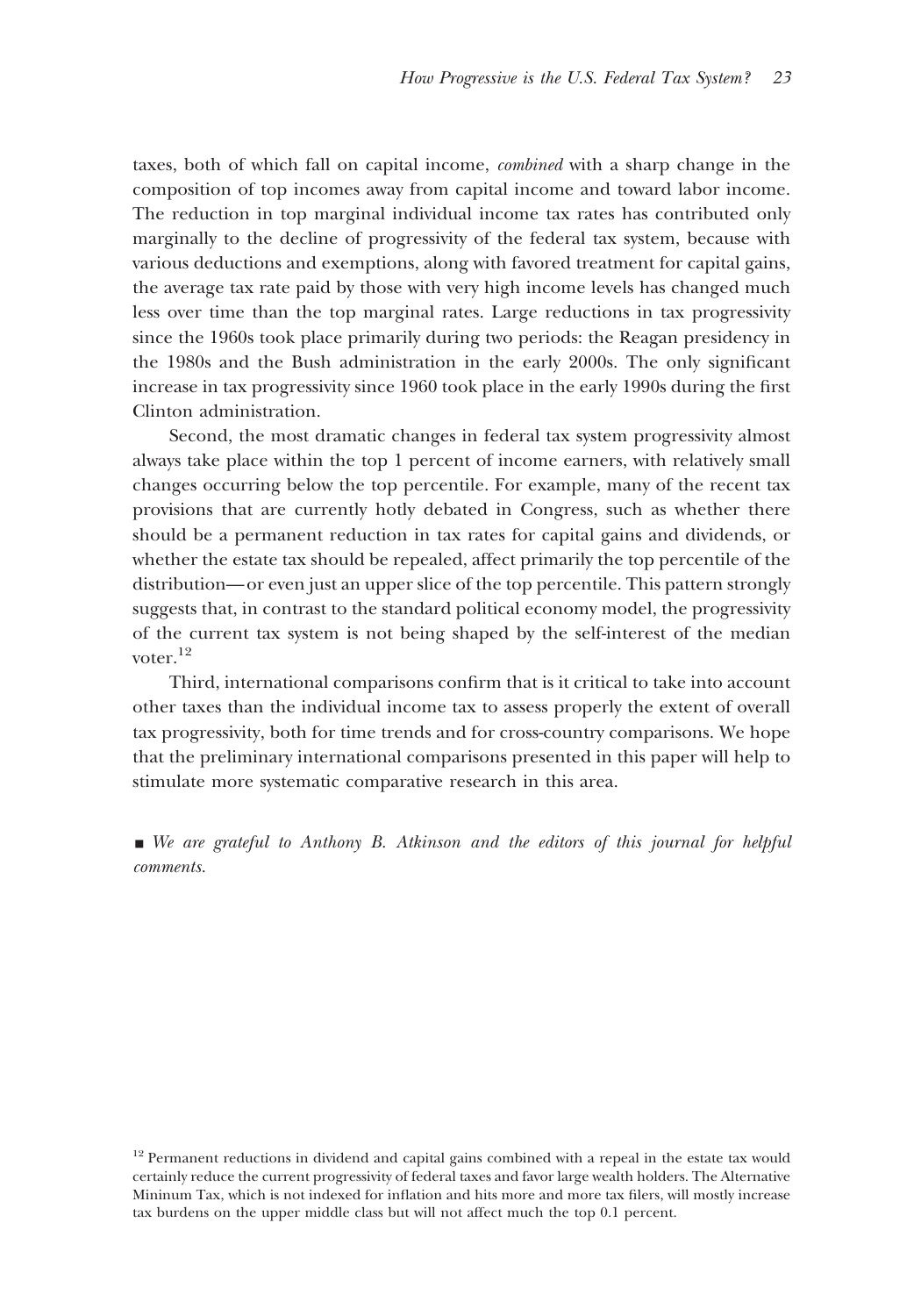taxes, both of which fall on capital income, *combined* with a sharp change in the composition of top incomes away from capital income and toward labor income. The reduction in top marginal individual income tax rates has contributed only marginally to the decline of progressivity of the federal tax system, because with various deductions and exemptions, along with favored treatment for capital gains, the average tax rate paid by those with very high income levels has changed much less over time than the top marginal rates. Large reductions in tax progressivity since the 1960s took place primarily during two periods: the Reagan presidency in the 1980s and the Bush administration in the early 2000s. The only significant increase in tax progressivity since 1960 took place in the early 1990s during the first Clinton administration.

Second, the most dramatic changes in federal tax system progressivity almost always take place within the top 1 percent of income earners, with relatively small changes occurring below the top percentile. For example, many of the recent tax provisions that are currently hotly debated in Congress, such as whether there should be a permanent reduction in tax rates for capital gains and dividends, or whether the estate tax should be repealed, affect primarily the top percentile of the distribution—or even just an upper slice of the top percentile. This pattern strongly suggests that, in contrast to the standard political economy model, the progressivity of the current tax system is not being shaped by the self-interest of the median voter.[12]

Third, international comparisons confirm that is it critical to take into account other taxes than the individual income tax to assess properly the extent of overall tax progressivity, both for time trends and for cross-country comparisons. We hope that the preliminary international comparisons presented in this paper will help to stimulate more systematic comparative research in this area.

■ *We are grateful to Anthony B. Atkinson and the editors of this journal for helpful comments.*

[12] Permanent reductions in dividend and capital gains combined with a repeal in the estate tax would certainly reduce the current progressivity of federal taxes and favor large wealth holders. The Alternative Mininum Tax, which is not indexed for inflation and hits more and more tax filers, will mostly increase tax burdens on the upper middle class but will not affect much the top 0.1 percent.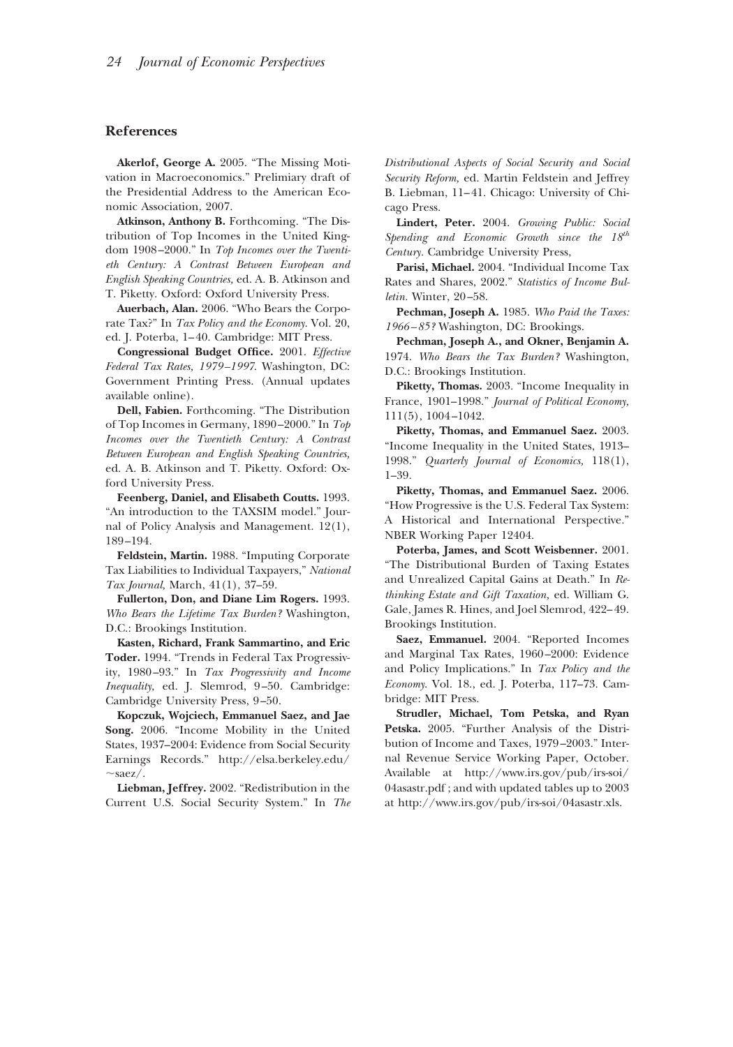## References

**Akerlof, George A.** 2005. "The Missing Motivation in Macroeconomics." Prelimiary draft of the Presidential Address to the American Economic Association, 2007.

**Atkinson, Anthony B.** Forthcoming. "The Distribution of Top Incomes in the United Kingdom 1908–2000." In *Top Incomes over the Twentieth Century: A Contrast Between European and English Speaking Countries,* ed. A. B. Atkinson and T. Piketty. Oxford: Oxford University Press.

**Auerbach, Alan.** 2006. "Who Bears the Corporate Tax?" In *Tax Policy and the Economy*. Vol. 20, ed. J. Poterba, 1–40. Cambridge: MIT Press.

**Congressional Budget Office.** 2001. *Effective Federal Tax Rates, 1979–1997.* Washington, DC: Government Printing Press. (Annual updates available online).

**Dell, Fabien.** Forthcoming. "The Distribution of Top Incomes in Germany, 1890–2000." In *Top Incomes over the Twentieth Century: A Contrast Between European and English Speaking Countries,* ed. A. B. Atkinson and T. Piketty. Oxford: Oxford University Press.

**Feenberg, Daniel, and Elisabeth Coutts.** 1993. "An introduction to the TAXSIM model." Journal of Policy Analysis and Management. 12(1), 189–194.

**Feldstein, Martin.** 1988. "Imputing Corporate Tax Liabilities to Individual Taxpayers," *National Tax Journal,* March, 41(1), 37–59.

**Fullerton, Don, and Diane Lim Rogers.** 1993. *Who Bears the Lifetime Tax Burden?* Washington, D.C.: Brookings Institution.

**Kasten, Richard, Frank Sammartino, and Eric Toder.** 1994. "Trends in Federal Tax Progressivity, 1980–93." In *Tax Progressivity and Income Inequality,* ed. J. Slemrod, 9–50. Cambridge: Cambridge University Press, 9–50.

**Kopczuk, Wojciech, Emmanuel Saez, and Jae Song.** 2006. "Income Mobility in the United States, 1937–2004: Evidence from Social Security Earnings Records." http://elsa.berkeley.edu/~saez/.

**Liebman, Jeffrey.** 2002. "Redistribution in the Current U.S. Social Security System." In *The Distributional Aspects of Social Security and Social Security Reform,* ed. Martin Feldstein and Jeffrey B. Liebman, 11–41. Chicago: University of Chicago Press.

**Lindert, Peter.** 2004. *Growing Public: Social Spending and Economic Growth since the 18th Century.* Cambridge University Press,

**Parisi, Michael.** 2004. "Individual Income Tax Rates and Shares, 2002." *Statistics of Income Bulletin.* Winter, 20–58.

**Pechman, Joseph A.** 1985. *Who Paid the Taxes: 1966–85?* Washington, DC: Brookings.

**Pechman, Joseph A., and Okner, Benjamin A.** 1974. *Who Bears the Tax Burden?* Washington, D.C.: Brookings Institution.

**Piketty, Thomas.** 2003. "Income Inequality in France, 1901–1998." *Journal of Political Economy,* 111(5), 1004–1042.

**Piketty, Thomas, and Emmanuel Saez.** 2003. "Income Inequality in the United States, 1913–1998." *Quarterly Journal of Economics,* 118(1), 1–39.

**Piketty, Thomas, and Emmanuel Saez.** 2006. "How Progressive is the U.S. Federal Tax System: A Historical and International Perspective." NBER Working Paper 12404.

**Poterba, James, and Scott Weisbenner.** 2001. "The Distributional Burden of Taxing Estates and Unrealized Capital Gains at Death." In *Rethinking Estate and Gift Taxation,* ed. William G. Gale, James R. Hines, and Joel Slemrod, 422–49. Brookings Institution.

**Saez, Emmanuel.** 2004. "Reported Incomes and Marginal Tax Rates, 1960–2000: Evidence and Policy Implications." In *Tax Policy and the Economy*. Vol. 18., ed. J. Poterba, 117–73. Cambridge: MIT Press.

**Strudler, Michael, Tom Petska, and Ryan Petska.** 2005. "Further Analysis of the Distribution of Income and Taxes, 1979–2003." Internal Revenue Service Working Paper, October. Available at http://www.irs.gov/pub/irs-soi/04asastr.pdf ; and with updated tables up to 2003 at http://www.irs.gov/pub/irs-soi/04asastr.xls.